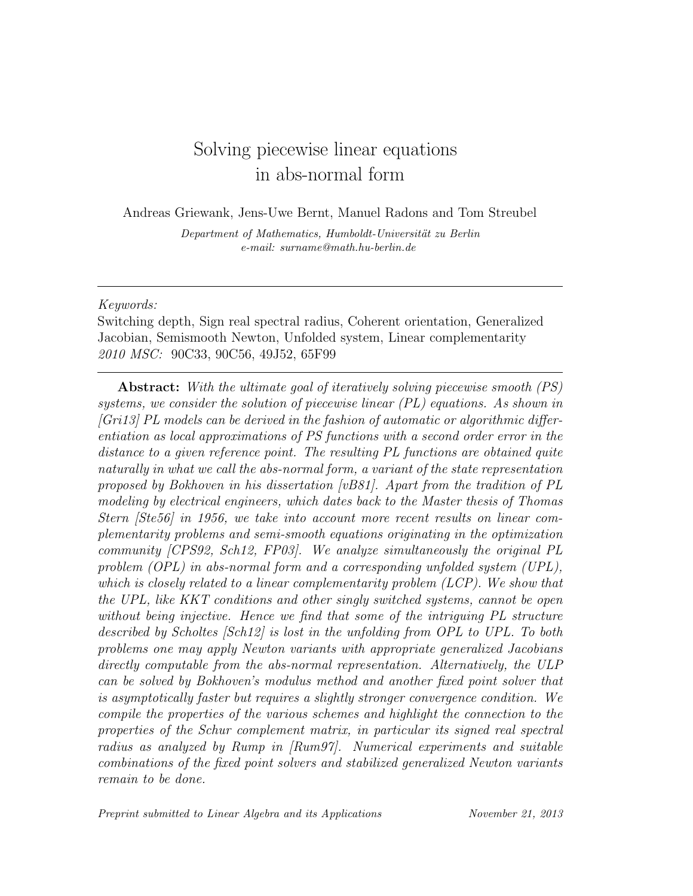# Solving piecewise linear equations in abs-normal form

Andreas Griewank, Jens-Uwe Bernt, Manuel Radons and Tom Streubel

*Department of Mathematics, Humboldt-Universität zu Berlin*
*e-mail: surname@math.hu-berlin.de*

---

*Keywords:*
Switching depth, Sign real spectral radius, Coherent orientation, Generalized Jacobian, Semismooth Newton, Unfolded system, Linear complementarity
*2010 MSC:* 90C33, 90C56, 49J52, 65F99

---

**Abstract:** *With the ultimate goal of iteratively solving piecewise smooth (PS) systems, we consider the solution of piecewise linear (PL) equations. As shown in [Gri13] PL models can be derived in the fashion of automatic or algorithmic differentiation as local approximations of PS functions with a second order error in the distance to a given reference point. The resulting PL functions are obtained quite naturally in what we call the abs-normal form, a variant of the state representation proposed by Bokhoven in his dissertation [vB81]. Apart from the tradition of PL modeling by electrical engineers, which dates back to the Master thesis of Thomas Stern [Ste56] in 1956, we take into account more recent results on linear complementarity problems and semi-smooth equations originating in the optimization community [CPS92, Sch12, FP03]. We analyze simultaneously the original PL problem (OPL) in abs-normal form and a corresponding unfolded system (UPL), which is closely related to a linear complementarity problem (LCP). We show that the UPL, like KKT conditions and other singly switched systems, cannot be open without being injective. Hence we find that some of the intriguing PL structure described by Scholtes [Sch12] is lost in the unfolding from OPL to UPL. To both problems one may apply Newton variants with appropriate generalized Jacobians directly computable from the abs-normal representation. Alternatively, the ULP can be solved by Bokhoven's modulus method and another fixed point solver that is asymptotically faster but requires a slightly stronger convergence condition. We compile the properties of the various schemes and highlight the connection to the properties of the Schur complement matrix, in particular its signed real spectral radius as analyzed by Rump in [Rum97]. Numerical experiments and suitable combinations of the fixed point solvers and stabilized generalized Newton variants remain to be done.*

*Preprint submitted to Linear Algebra and its Applications* *November 21, 2013*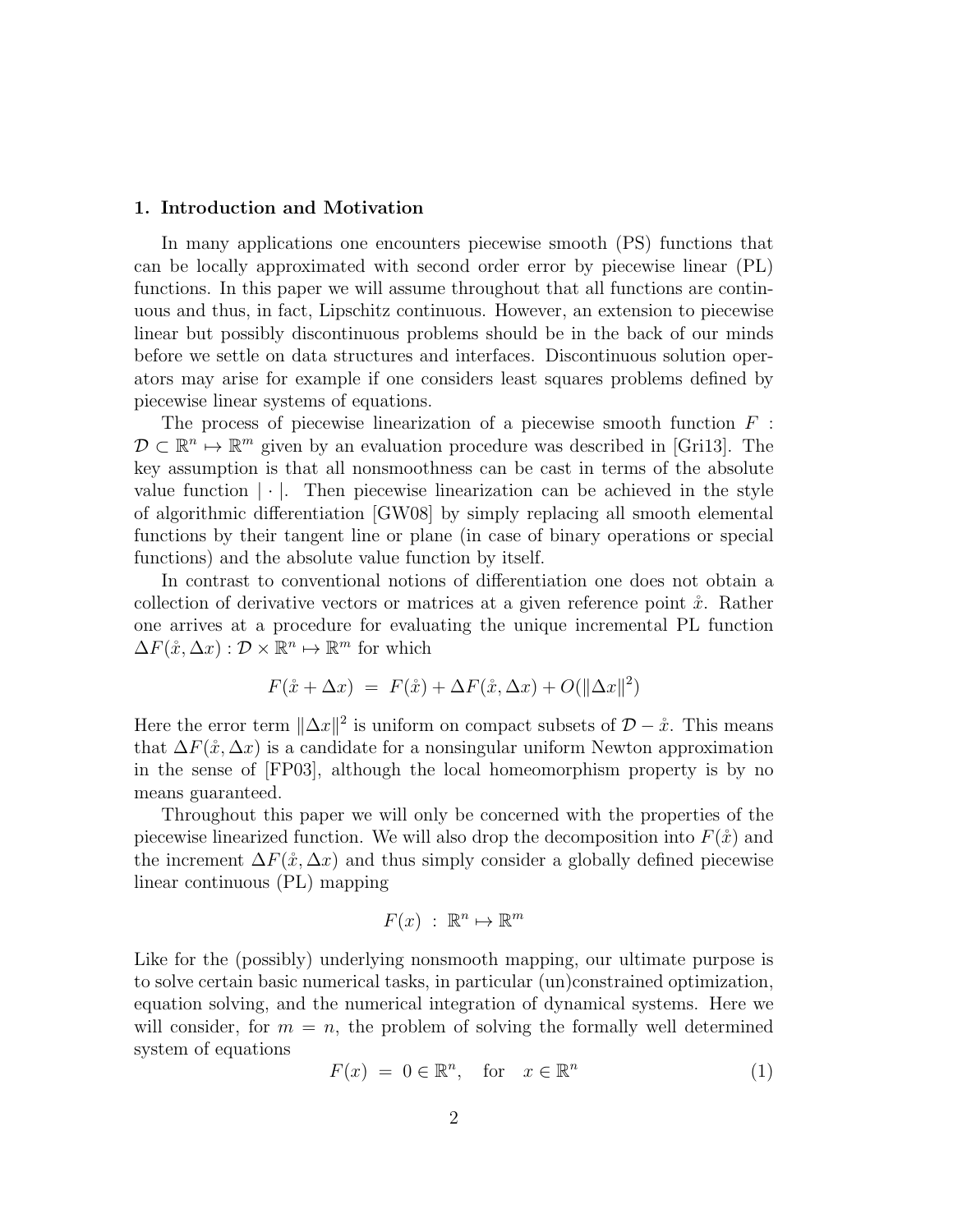## 1. Introduction and Motivation

In many applications one encounters piecewise smooth (PS) functions that can be locally approximated with second order error by piecewise linear (PL) functions. In this paper we will assume throughout that all functions are continuous and thus, in fact, Lipschitz continuous. However, an extension to piecewise linear but possibly discontinuous problems should be in the back of our minds before we settle on data structures and interfaces. Discontinuous solution operators may arise for example if one considers least squares problems defined by piecewise linear systems of equations.

The process of piecewise linearization of a piecewise smooth function $F : \mathcal{D} \subset \mathbb{R}^n \mapsto \mathbb{R}^m$ given by an evaluation procedure was described in [Gri13]. The key assumption is that all nonsmoothness can be cast in terms of the absolute value function $|\cdot|$. Then piecewise linearization can be achieved in the style of algorithmic differentiation [GW08] by simply replacing all smooth elemental functions by their tangent line or plane (in case of binary operations or special functions) and the absolute value function by itself.

In contrast to conventional notions of differentiation one does not obtain a collection of derivative vectors or matrices at a given reference point $\mathring{x}$. Rather one arrives at a procedure for evaluating the unique incremental PL function $\Delta F(\mathring{x}, \Delta x) : \mathcal{D} \times \mathbb{R}^n \mapsto \mathbb{R}^m$ for which

$$F(\mathring{x} + \Delta x) \;=\; F(\mathring{x}) + \Delta F(\mathring{x}, \Delta x) + O(\|\Delta x\|^2)$$

Here the error term $\|\Delta x\|^2$ is uniform on compact subsets of $\mathcal{D} - \mathring{x}$. This means that $\Delta F(\mathring{x}, \Delta x)$ is a candidate for a nonsingular uniform Newton approximation in the sense of [FP03], although the local homeomorphism property is by no means guaranteed.

Throughout this paper we will only be concerned with the properties of the piecewise linearized function. We will also drop the decomposition into $F(\mathring{x})$ and the increment $\Delta F(\mathring{x}, \Delta x)$ and thus simply consider a globally defined piecewise linear continuous (PL) mapping

$$F(x) \;:\; \mathbb{R}^n \mapsto \mathbb{R}^m$$

Like for the (possibly) underlying nonsmooth mapping, our ultimate purpose is to solve certain basic numerical tasks, in particular (un)constrained optimization, equation solving, and the numerical integration of dynamical systems. Here we will consider, for $m = n$, the problem of solving the formally well determined system of equations

$$F(x) \;=\; 0 \in \mathbb{R}^n, \quad \text{for} \quad x \in \mathbb{R}^n \tag{1}$$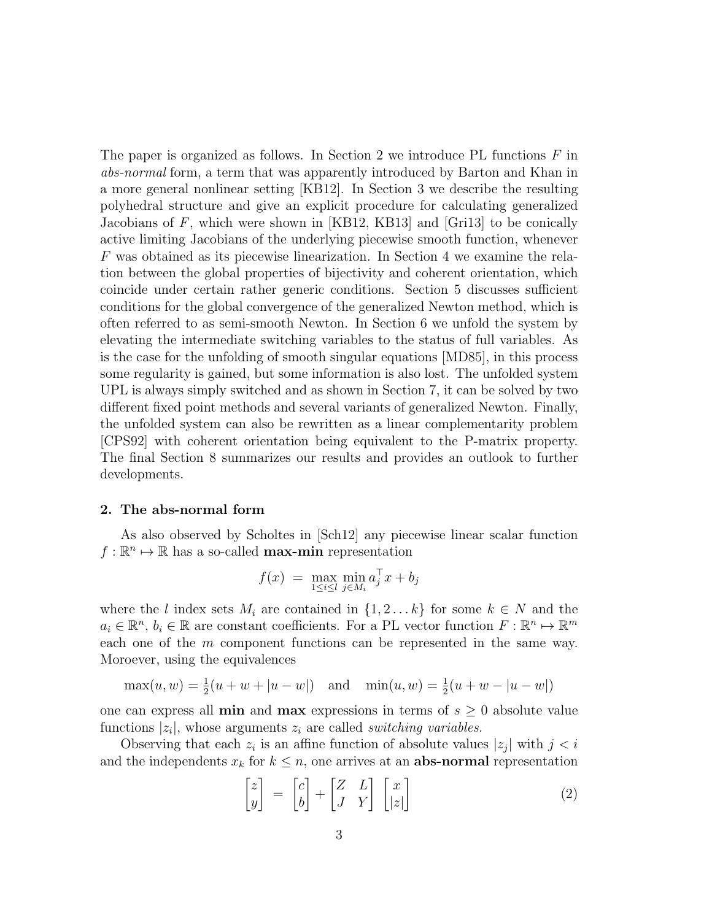The paper is organized as follows. In Section 2 we introduce PL functions $F$ in *abs-normal* form, a term that was apparently introduced by Barton and Khan in a more general nonlinear setting [KB12]. In Section 3 we describe the resulting polyhedral structure and give an explicit procedure for calculating generalized Jacobians of $F$, which were shown in [KB12, KB13] and [Gri13] to be conically active limiting Jacobians of the underlying piecewise smooth function, whenever $F$ was obtained as its piecewise linearization. In Section 4 we examine the relation between the global properties of bijectivity and coherent orientation, which coincide under certain rather generic conditions. Section 5 discusses sufficient conditions for the global convergence of the generalized Newton method, which is often referred to as semi-smooth Newton. In Section 6 we unfold the system by elevating the intermediate switching variables to the status of full variables. As is the case for the unfolding of smooth singular equations [MD85], in this process some regularity is gained, but some information is also lost. The unfolded system UPL is always simply switched and as shown in Section 7, it can be solved by two different fixed point methods and several variants of generalized Newton. Finally, the unfolded system can also be rewritten as a linear complementarity problem [CPS92] with coherent orientation being equivalent to the P-matrix property. The final Section 8 summarizes our results and provides an outlook to further developments.

## 2. The abs-normal form

As also observed by Scholtes in [Sch12] any piecewise linear scalar function $f : \mathbb{R}^n \mapsto \mathbb{R}$ has a so-called **max-min** representation

$$f(x) \ = \ \max_{1\leq i\leq l} \ \min_{j\in M_i} a_j^\top x + b_j$$

where the $l$ index sets $M_i$ are contained in $\{1, 2 \ldots k\}$ for some $k \in N$ and the $a_i \in \mathbb{R}^n$, $b_i \in \mathbb{R}$ are constant coefficients. For a PL vector function $F : \mathbb{R}^n \mapsto \mathbb{R}^m$ each one of the $m$ component functions can be represented in the same way. Moroever, using the equivalences

$$\max(u, w) = \tfrac{1}{2}(u + w + |u - w|) \quad \text{and} \quad \min(u, w) = \tfrac{1}{2}(u + w - |u - w|)$$

one can express all **min** and **max** expressions in terms of $s \geq 0$ absolute value functions $|z_i|$, whose arguments $z_i$ are called *switching variables.*

Observing that each $z_i$ is an affine function of absolute values $|z_j|$ with $j < i$ and the independents $x_k$ for $k \leq n$, one arrives at an **abs-normal** representation

$$\begin{bmatrix} z \\ y \end{bmatrix} \ = \ \begin{bmatrix} c \\ b \end{bmatrix} + \begin{bmatrix} Z & L \\ J & Y \end{bmatrix} \ \begin{bmatrix} x \\ |z| \end{bmatrix} \tag{2}$$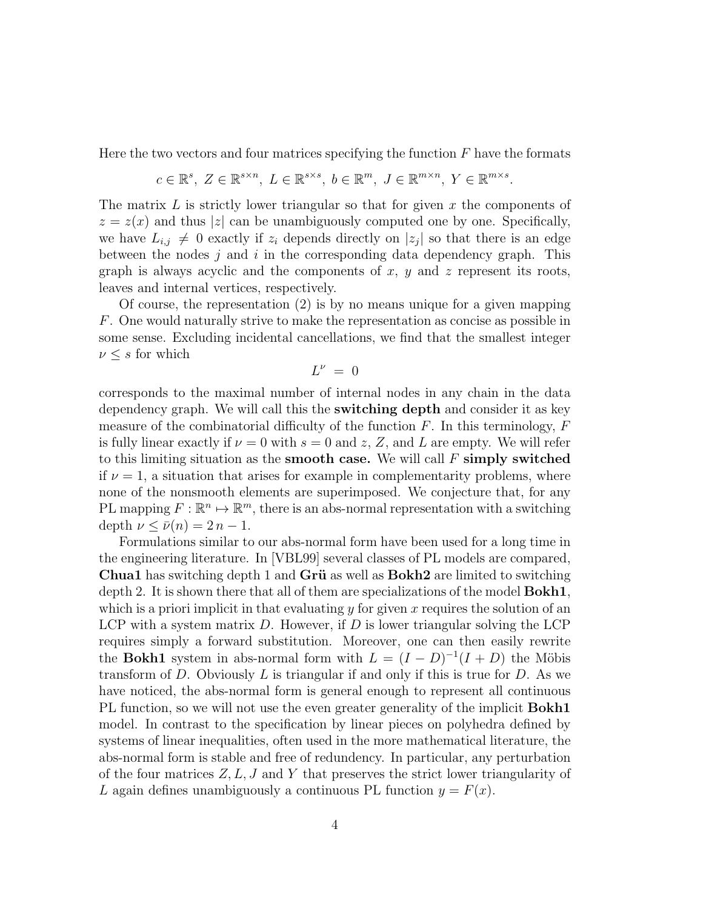Here the two vectors and four matrices specifying the function $F$ have the formats

$$c \in \mathbb{R}^s,\ Z \in \mathbb{R}^{s\times n},\ L \in \mathbb{R}^{s\times s},\ b \in \mathbb{R}^m,\ J \in \mathbb{R}^{m\times n},\ Y \in \mathbb{R}^{m\times s}.$$

The matrix $L$ is strictly lower triangular so that for given $x$ the components of $z = z(x)$ and thus $|z|$ can be unambiguously computed one by one. Specifically, we have $L_{i,j} \neq 0$ exactly if $z_i$ depends directly on $|z_j|$ so that there is an edge between the nodes $j$ and $i$ in the corresponding data dependency graph. This graph is always acyclic and the components of $x$, $y$ and $z$ represent its roots, leaves and internal vertices, respectively.

Of course, the representation (2) is by no means unique for a given mapping $F$. One would naturally strive to make the representation as concise as possible in some sense. Excluding incidental cancellations, we find that the smallest integer $\nu \leq s$ for which

$$L^\nu \ = \ 0$$

corresponds to the maximal number of internal nodes in any chain in the data dependency graph. We will call this the **switching depth** and consider it as key measure of the combinatorial difficulty of the function $F$. In this terminology, $F$ is fully linear exactly if $\nu = 0$ with $s = 0$ and $z$, $Z$, and $L$ are empty. We will refer to this limiting situation as the **smooth case.** We will call $F$ **simply switched** if $\nu = 1$, a situation that arises for example in complementarity problems, where none of the nonsmooth elements are superimposed. We conjecture that, for any PL mapping $F : \mathbb{R}^n \mapsto \mathbb{R}^m$, there is an abs-normal representation with a switching depth $\nu \leq \bar{\nu}(n) = 2\,n - 1$.

Formulations similar to our abs-normal form have been used for a long time in the engineering literature. In [VBL99] several classes of PL models are compared, **Chua1** has switching depth 1 and **Grü** as well as **Bokh2** are limited to switching depth 2. It is shown there that all of them are specializations of the model **Bokh1**, which is a priori implicit in that evaluating $y$ for given $x$ requires the solution of an LCP with a system matrix $D$. However, if $D$ is lower triangular solving the LCP requires simply a forward substitution. Moreover, one can then easily rewrite the **Bokh1** system in abs-normal form with $L = (I - D)^{-1}(I + D)$ the Möbis transform of $D$. Obviously $L$ is triangular if and only if this is true for $D$. As we have noticed, the abs-normal form is general enough to represent all continuous PL function, so we will not use the even greater generality of the implicit **Bokh1** model. In contrast to the specification by linear pieces on polyhedra defined by systems of linear inequalities, often used in the more mathematical literature, the abs-normal form is stable and free of redundency. In particular, any perturbation of the four matrices $Z, L, J$ and $Y$ that preserves the strict lower triangularity of $L$ again defines unambiguously a continuous PL function $y = F(x)$.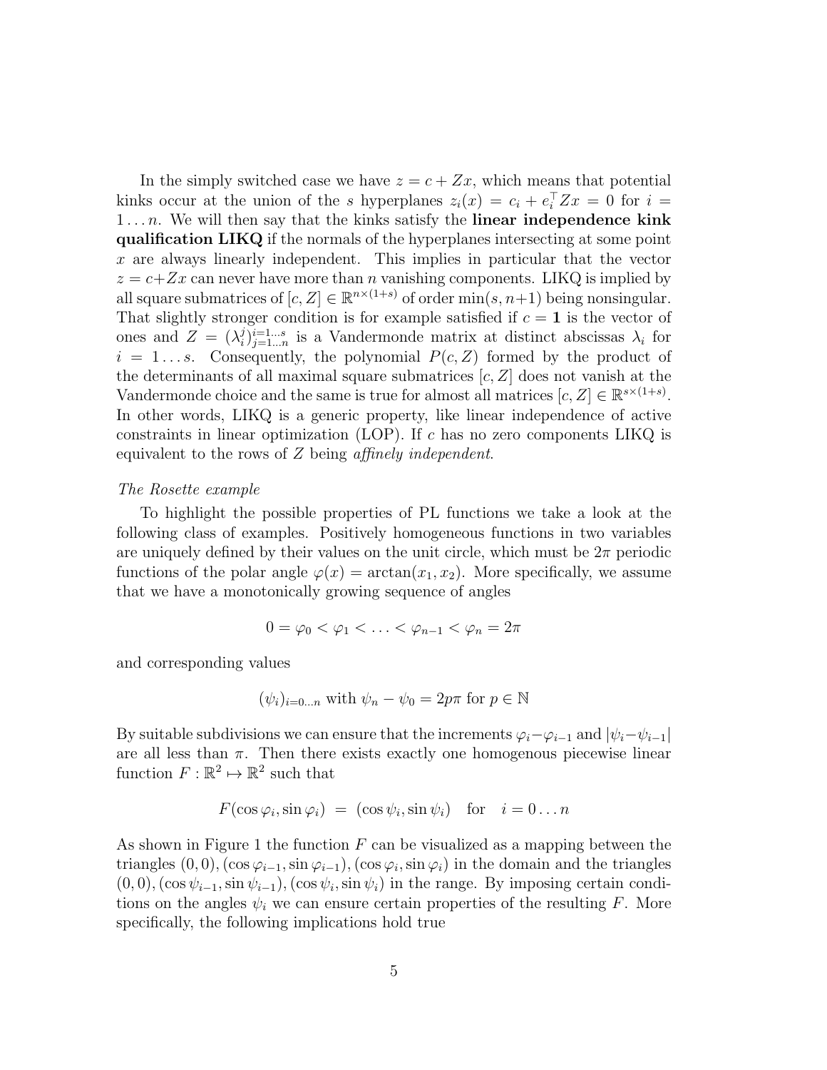In the simply switched case we have $z = c + Zx$, which means that potential kinks occur at the union of the $s$ hyperplanes $z_i(x) = c_i + e_i^\top Zx = 0$ for $i = 1 \ldots n$. We will then say that the kinks satisfy the **linear independence kink qualification LIKQ** if the normals of the hyperplanes intersecting at some point $x$ are always linearly independent. This implies in particular that the vector $z = c + Zx$ can never have more than $n$ vanishing components. LIKQ is implied by all square submatrices of $[c, Z] \in \mathbb{R}^{n\times(1+s)}$ of order $\min(s, n+1)$ being nonsingular. That slightly stronger condition is for example satisfied if $c = \mathbf{1}$ is the vector of ones and $Z = (\lambda_i^j)_{j=1\ldots n}^{i=1\ldots s}$ is a Vandermonde matrix at distinct abscissas $\lambda_i$ for $i = 1 \ldots s$. Consequently, the polynomial $P(c, Z)$ formed by the product of the determinants of all maximal square submatrices $[c, Z]$ does not vanish at the Vandermonde choice and the same is true for almost all matrices $[c, Z] \in \mathbb{R}^{s\times(1+s)}$. In other words, LIKQ is a generic property, like linear independence of active constraints in linear optimization (LOP). If $c$ has no zero components LIKQ is equivalent to the rows of $Z$ being *affinely independent*.

*The Rosette example*

To highlight the possible properties of PL functions we take a look at the following class of examples. Positively homogeneous functions in two variables are uniquely defined by their values on the unit circle, which must be $2\pi$ periodic functions of the polar angle $\varphi(x) = \arctan(x_1, x_2)$. More specifically, we assume that we have a monotonically growing sequence of angles

$$0 = \varphi_0 < \varphi_1 < \ldots < \varphi_{n-1} < \varphi_n = 2\pi$$

and corresponding values

$$(\psi_i)_{i=0\ldots n} \text{ with } \psi_n - \psi_0 = 2p\pi \text{ for } p \in \mathbb{N}$$

By suitable subdivisions we can ensure that the increments $\varphi_i - \varphi_{i-1}$ and $|\psi_i - \psi_{i-1}|$ are all less than $\pi$. Then there exists exactly one homogenous piecewise linear function $F : \mathbb{R}^2 \mapsto \mathbb{R}^2$ such that

$$F(\cos\varphi_i, \sin\varphi_i) \;=\; (\cos\psi_i, \sin\psi_i) \quad \text{for} \quad i = 0 \ldots n$$

As shown in Figure 1 the function $F$ can be visualized as a mapping between the triangles $(0, 0), (\cos\varphi_{i-1}, \sin\varphi_{i-1}), (\cos\varphi_i, \sin\varphi_i)$ in the domain and the triangles $(0, 0), (\cos\psi_{i-1}, \sin\psi_{i-1}), (\cos\psi_i, \sin\psi_i)$ in the range. By imposing certain conditions on the angles $\psi_i$ we can ensure certain properties of the resulting $F$. More specifically, the following implications hold true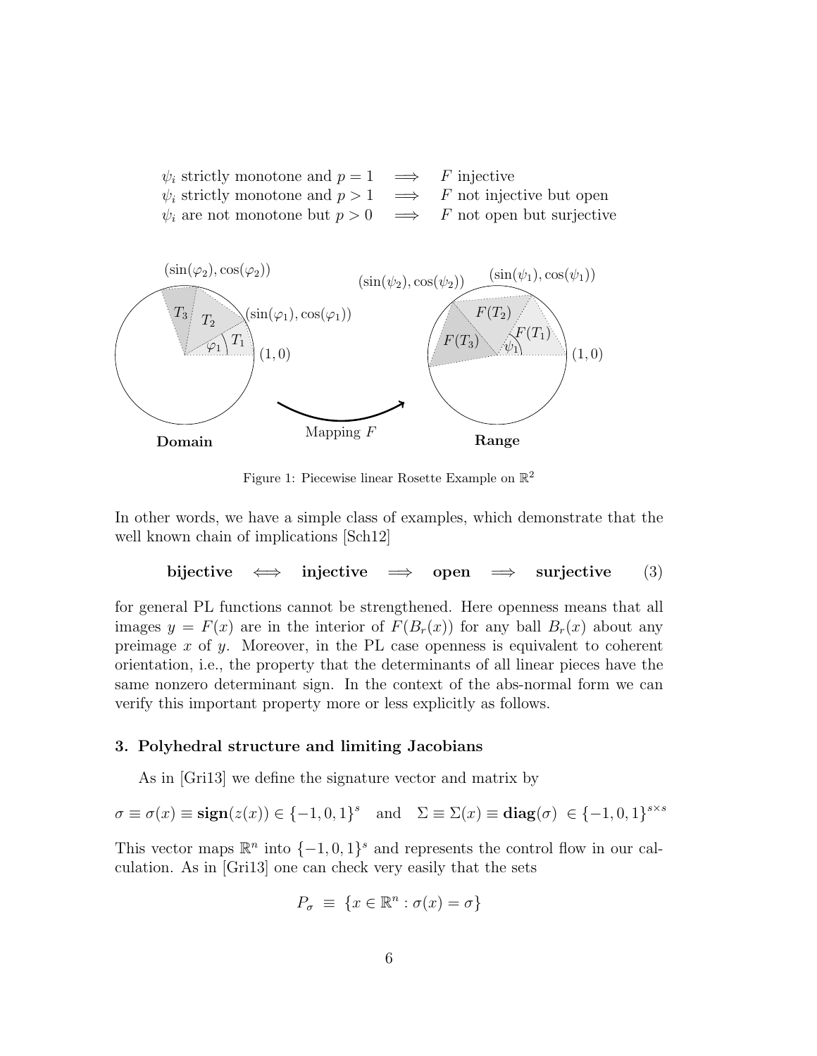$$\begin{array}{lcl} \psi_i \text{ strictly monotone and } p = 1 & \Longrightarrow & F \text{ injective} \\ \psi_i \text{ strictly monotone and } p > 1 & \Longrightarrow & F \text{ not injective but open} \\ \psi_i \text{ are not monotone but } p > 0 & \Longrightarrow & F \text{ not open but surjective} \end{array}$$

Figure 1: Piecewise linear Rosette Example on $\mathbb{R}^2$

In other words, we have a simple class of examples, which demonstrate that the well known chain of implications [Sch12]

$$\textbf{bijective} \iff \textbf{injective} \implies \textbf{open} \implies \textbf{surjective} \tag{3}$$

for general PL functions cannot be strengthened. Here openness means that all images $y = F(x)$ are in the interior of $F(B_r(x))$ for any ball $B_r(x)$ about any preimage $x$ of $y$. Moreover, in the PL case openness is equivalent to coherent orientation, i.e., the property that the determinants of all linear pieces have the same nonzero determinant sign. In the context of the abs-normal form we can verify this important property more or less explicitly as follows.

## 3. Polyhedral structure and limiting Jacobians

As in [Gri13] we define the signature vector and matrix by

$$\sigma \equiv \sigma(x) \equiv \mathbf{sign}(z(x)) \in \{-1, 0, 1\}^s \quad \text{and} \quad \Sigma \equiv \Sigma(x) \equiv \mathbf{diag}(\sigma) \in \{-1, 0, 1\}^{s \times s}$$

This vector maps $\mathbb{R}^n$ into $\{-1, 0, 1\}^s$ and represents the control flow in our calculation. As in [Gri13] one can check very easily that the sets

$$P_\sigma \equiv \{x \in \mathbb{R}^n : \sigma(x) = \sigma\}$$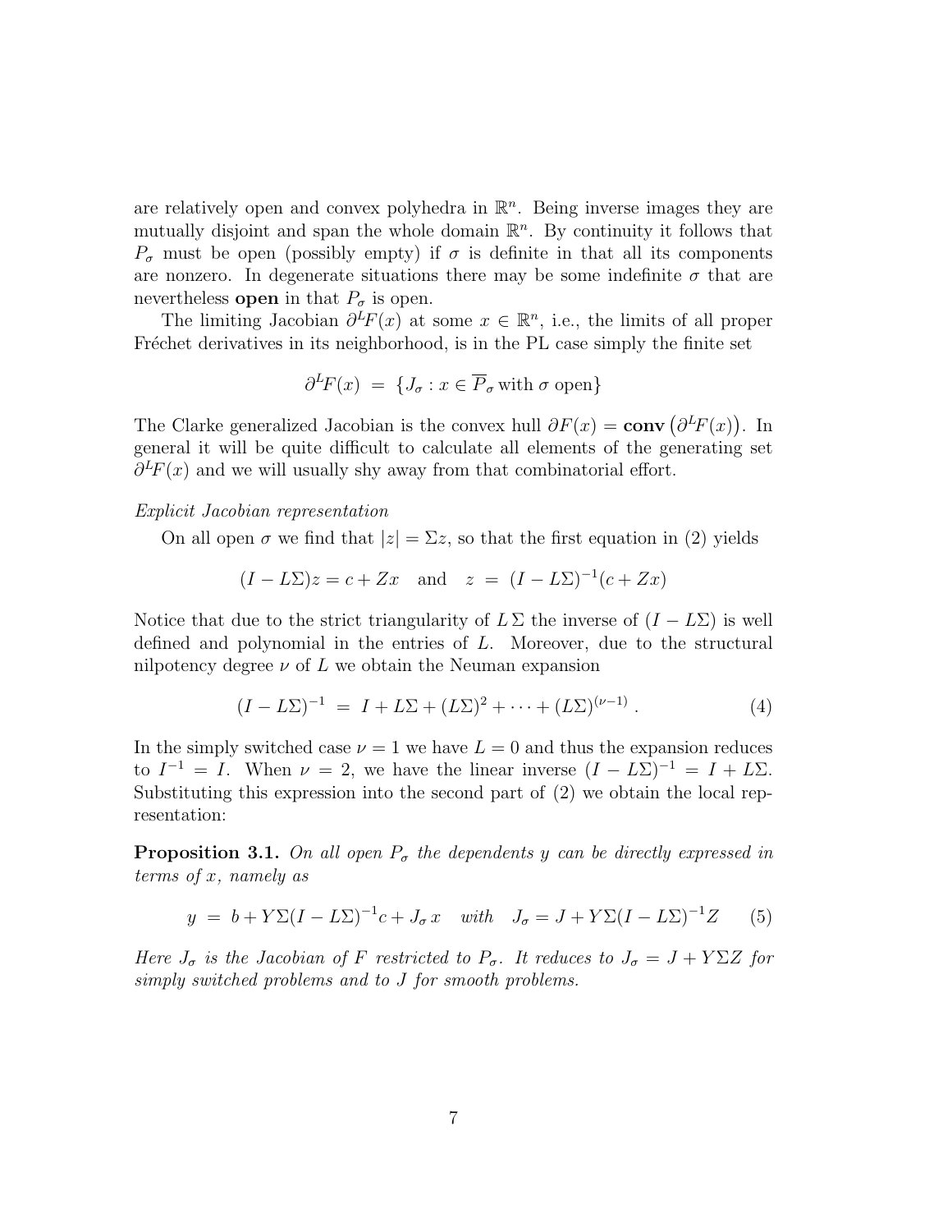are relatively open and convex polyhedra in $\mathbb{R}^n$. Being inverse images they are mutually disjoint and span the whole domain $\mathbb{R}^n$. By continuity it follows that $P_\sigma$ must be open (possibly empty) if $\sigma$ is definite in that all its components are nonzero. In degenerate situations there may be some indefinite $\sigma$ that are nevertheless **open** in that $P_\sigma$ is open.

The limiting Jacobian $\partial^L F(x)$ at some $x \in \mathbb{R}^n$, i.e., the limits of all proper Fréchet derivatives in its neighborhood, is in the PL case simply the finite set

$$\partial^L F(x) \; = \; \{J_\sigma : x \in \overline{P}_\sigma \, \text{with} \, \sigma \text{ open}\}$$

The Clarke generalized Jacobian is the convex hull $\partial F(x) = \textbf{conv}\left(\partial^L F(x)\right)$. In general it will be quite difficult to calculate all elements of the generating set $\partial^L F(x)$ and we will usually shy away from that combinatorial effort.

*Explicit Jacobian representation*

On all open $\sigma$ we find that $|z| = \Sigma z$, so that the first equation in (2) yields

$$(I - L\Sigma)z = c + Zx \quad \text{and} \quad z \; = \; (I - L\Sigma)^{-1}(c + Zx)$$

Notice that due to the strict triangularity of $L\,\Sigma$ the inverse of $(I - L\Sigma)$ is well defined and polynomial in the entries of $L$. Moreover, due to the structural nilpotency degree $\nu$ of $L$ we obtain the Neuman expansion

$$(I - L\Sigma)^{-1} \; = \; I + L\Sigma + (L\Sigma)^2 + \cdots + (L\Sigma)^{(\nu-1)} \, . \tag{4}$$

In the simply switched case $\nu = 1$ we have $L = 0$ and thus the expansion reduces to $I^{-1} = I$. When $\nu = 2$, we have the linear inverse $(I - L\Sigma)^{-1} = I + L\Sigma$. Substituting this expression into the second part of (2) we obtain the local representation:

**Proposition 3.1.** *On all open $P_\sigma$ the dependents $y$ can be directly expressed in terms of $x$, namely as*

$$y \; = \; b + Y\Sigma(I - L\Sigma)^{-1}c + J_\sigma \, x \quad \textit{with} \quad J_\sigma = J + Y\Sigma(I - L\Sigma)^{-1}Z \tag{5}$$

*Here $J_\sigma$ is the Jacobian of $F$ restricted to $P_\sigma$. It reduces to $J_\sigma = J + Y\Sigma Z$ for simply switched problems and to $J$ for smooth problems.*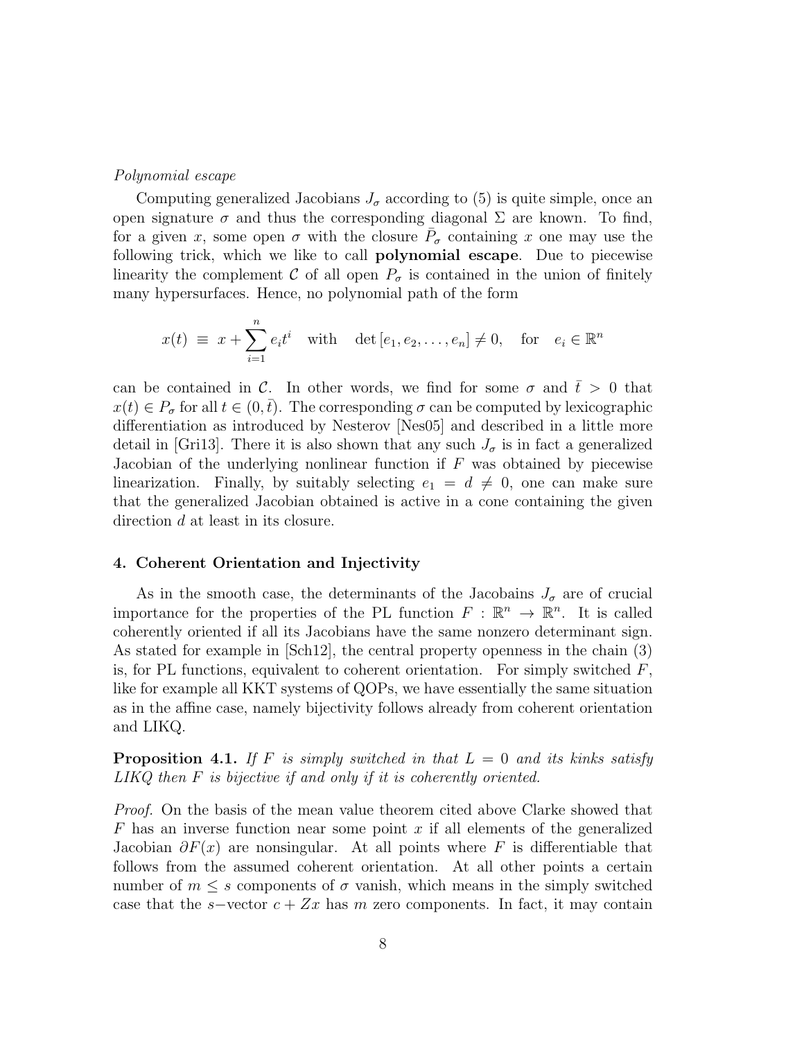*Polynomial escape*

Computing generalized Jacobians $J_\sigma$ according to (5) is quite simple, once an open signature $\sigma$ and thus the corresponding diagonal $\Sigma$ are known. To find, for a given $x$, some open $\sigma$ with the closure $\bar{P}_\sigma$ containing $x$ one may use the following trick, which we like to call **polynomial escape**. Due to piecewise linearity the complement $\mathcal{C}$ of all open $P_\sigma$ is contained in the union of finitely many hypersurfaces. Hence, no polynomial path of the form

$$x(t) \equiv x + \sum_{i=1}^{n} e_i t^i \quad \text{with} \quad \det[e_1, e_2, \ldots, e_n] \neq 0, \quad \text{for} \quad e_i \in \mathbb{R}^n$$

can be contained in $\mathcal{C}$. In other words, we find for some $\sigma$ and $\bar{t} > 0$ that $x(t) \in P_\sigma$ for all $t \in (0, \bar{t})$. The corresponding $\sigma$ can be computed by lexicographic differentiation as introduced by Nesterov [Nes05] and described in a little more detail in [Gri13]. There it is also shown that any such $J_\sigma$ is in fact a generalized Jacobian of the underlying nonlinear function if $F$ was obtained by piecewise linearization. Finally, by suitably selecting $e_1 = d \neq 0$, one can make sure that the generalized Jacobian obtained is active in a cone containing the given direction $d$ at least in its closure.

## 4. Coherent Orientation and Injectivity

As in the smooth case, the determinants of the Jacobains $J_\sigma$ are of crucial importance for the properties of the PL function $F : \mathbb{R}^n \to \mathbb{R}^n$. It is called coherently oriented if all its Jacobians have the same nonzero determinant sign. As stated for example in [Sch12], the central property openness in the chain (3) is, for PL functions, equivalent to coherent orientation. For simply switched $F$, like for example all KKT systems of QOPs, we have essentially the same situation as in the affine case, namely bijectivity follows already from coherent orientation and LIKQ.

**Proposition 4.1.** *If $F$ is simply switched in that $L = 0$ and its kinks satisfy LIKQ then $F$ is bijective if and only if it is coherently oriented.*

*Proof.* On the basis of the mean value theorem cited above Clarke showed that $F$ has an inverse function near some point $x$ if all elements of the generalized Jacobian $\partial F(x)$ are nonsingular. At all points where $F$ is differentiable that follows from the assumed coherent orientation. At all other points a certain number of $m \leq s$ components of $\sigma$ vanish, which means in the simply switched case that the $s-$vector $c + Zx$ has $m$ zero components. In fact, it may contain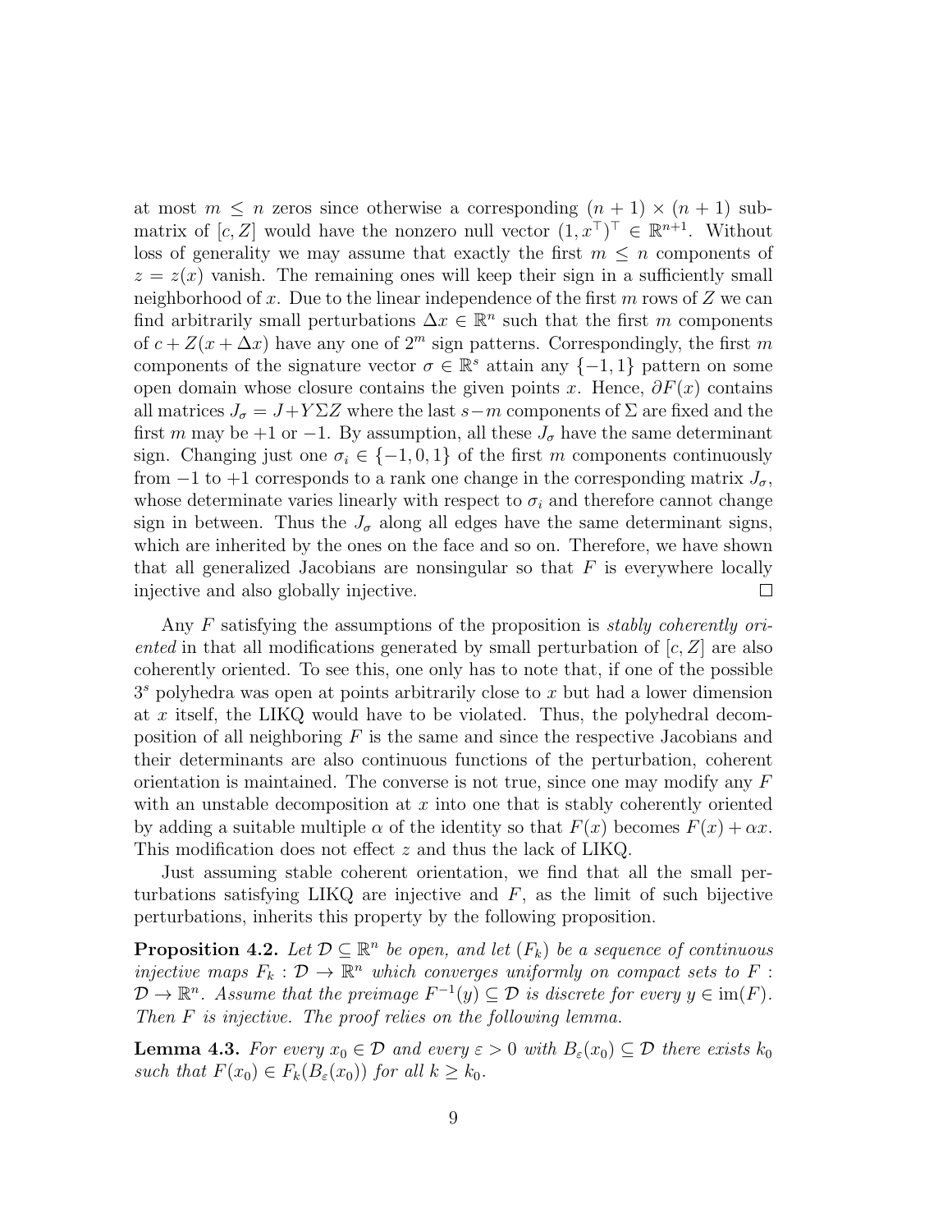at most $m \leq n$ zeros since otherwise a corresponding $(n+1) \times (n+1)$ submatrix of $[c, Z]$ would have the nonzero null vector $(1, x^\top)^\top \in \mathbb{R}^{n+1}$. Without loss of generality we may assume that exactly the first $m \leq n$ components of $z = z(x)$ vanish. The remaining ones will keep their sign in a sufficiently small neighborhood of $x$. Due to the linear independence of the first $m$ rows of $Z$ we can find arbitrarily small perturbations $\Delta x \in \mathbb{R}^n$ such that the first $m$ components of $c + Z(x + \Delta x)$ have any one of $2^m$ sign patterns. Correspondingly, the first $m$ components of the signature vector $\sigma \in \mathbb{R}^s$ attain any $\{-1, 1\}$ pattern on some open domain whose closure contains the given points $x$. Hence, $\partial F(x)$ contains all matrices $J_\sigma = J + Y\Sigma Z$ where the last $s-m$ components of $\Sigma$ are fixed and the first $m$ may be $+1$ or $-1$. By assumption, all these $J_\sigma$ have the same determinant sign. Changing just one $\sigma_i \in \{-1, 0, 1\}$ of the first $m$ components continuously from $-1$ to $+1$ corresponds to a rank one change in the corresponding matrix $J_\sigma$, whose determinate varies linearly with respect to $\sigma_i$ and therefore cannot change sign in between. Thus the $J_\sigma$ along all edges have the same determinant signs, which are inherited by the ones on the face and so on. Therefore, we have shown that all generalized Jacobians are nonsingular so that $F$ is everywhere locally injective and also globally injective. □

Any $F$ satisfying the assumptions of the proposition is *stably coherently oriented* in that all modifications generated by small perturbation of $[c, Z]$ are also coherently oriented. To see this, one only has to note that, if one of the possible $3^s$ polyhedra was open at points arbitrarily close to $x$ but had a lower dimension at $x$ itself, the LIKQ would have to be violated. Thus, the polyhedral decomposition of all neighboring $F$ is the same and since the respective Jacobians and their determinants are also continuous functions of the perturbation, coherent orientation is maintained. The converse is not true, since one may modify any $F$ with an unstable decomposition at $x$ into one that is stably coherently oriented by adding a suitable multiple $\alpha$ of the identity so that $F(x)$ becomes $F(x) + \alpha x$. This modification does not effect $z$ and thus the lack of LIKQ.

Just assuming stable coherent orientation, we find that all the small perturbations satisfying LIKQ are injective and $F$, as the limit of such bijective perturbations, inherits this property by the following proposition.

**Proposition 4.2.** *Let $\mathcal{D} \subseteq \mathbb{R}^n$ be open, and let $(F_k)$ be a sequence of continuous injective maps $F_k : \mathcal{D} \to \mathbb{R}^n$ which converges uniformly on compact sets to $F : \mathcal{D} \to \mathbb{R}^n$. Assume that the preimage $F^{-1}(y) \subseteq \mathcal{D}$ is discrete for every $y \in \operatorname{im}(F)$. Then $F$ is injective. The proof relies on the following lemma.*

**Lemma 4.3.** *For every $x_0 \in \mathcal{D}$ and every $\varepsilon > 0$ with $B_\varepsilon(x_0) \subseteq \mathcal{D}$ there exists $k_0$ such that $F(x_0) \in F_k(B_\varepsilon(x_0))$ for all $k \geq k_0$.*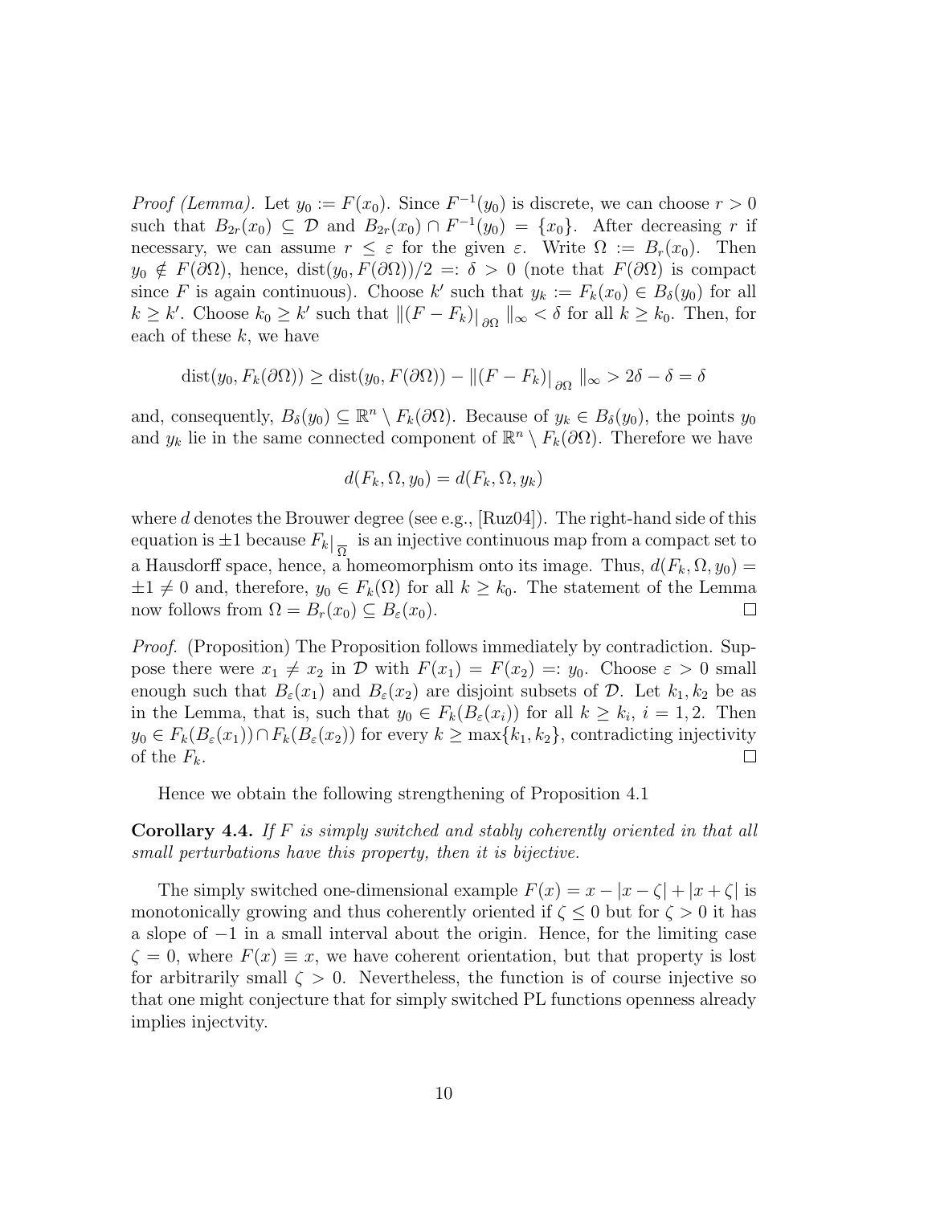*Proof (Lemma).* Let $y_0 := F(x_0)$. Since $F^{-1}(y_0)$ is discrete, we can choose $r > 0$ such that $B_{2r}(x_0) \subseteq \mathcal{D}$ and $B_{2r}(x_0) \cap F^{-1}(y_0) = \{x_0\}$. After decreasing $r$ if necessary, we can assume $r \leq \varepsilon$ for the given $\varepsilon$. Write $\Omega := B_r(x_0)$. Then $y_0 \notin F(\partial\Omega)$, hence, $\operatorname{dist}(y_0, F(\partial\Omega))/2 =: \delta > 0$ (note that $F(\partial\Omega)$ is compact since $F$ is again continuous). Choose $k'$ such that $y_k := F_k(x_0) \in B_\delta(y_0)$ for all $k \geq k'$. Choose $k_0 \geq k'$ such that $\|(F - F_k)|_{\partial\Omega}\|_\infty < \delta$ for all $k \geq k_0$. Then, for each of these $k$, we have

$$\operatorname{dist}(y_0, F_k(\partial\Omega)) \geq \operatorname{dist}(y_0, F(\partial\Omega)) - \|(F - F_k)|_{\partial\Omega}\|_\infty > 2\delta - \delta = \delta$$

and, consequently, $B_\delta(y_0) \subseteq \mathbb{R}^n \setminus F_k(\partial\Omega)$. Because of $y_k \in B_\delta(y_0)$, the points $y_0$ and $y_k$ lie in the same connected component of $\mathbb{R}^n \setminus F_k(\partial\Omega)$. Therefore we have

$$d(F_k, \Omega, y_0) = d(F_k, \Omega, y_k)$$

where $d$ denotes the Brouwer degree (see e.g., [Ruz04]). The right-hand side of this equation is $\pm 1$ because $F_k|_{\overline{\Omega}}$ is an injective continuous map from a compact set to a Hausdorff space, hence, a homeomorphism onto its image. Thus, $d(F_k, \Omega, y_0) = \pm 1 \neq 0$ and, therefore, $y_0 \in F_k(\Omega)$ for all $k \geq k_0$. The statement of the Lemma now follows from $\Omega = B_r(x_0) \subseteq B_\varepsilon(x_0)$. $\square$

*Proof.* (Proposition) The Proposition follows immediately by contradiction. Suppose there were $x_1 \neq x_2$ in $\mathcal{D}$ with $F(x_1) = F(x_2) =: y_0$. Choose $\varepsilon > 0$ small enough such that $B_\varepsilon(x_1)$ and $B_\varepsilon(x_2)$ are disjoint subsets of $\mathcal{D}$. Let $k_1, k_2$ be as in the Lemma, that is, such that $y_0 \in F_k(B_\varepsilon(x_i))$ for all $k \geq k_i$, $i = 1, 2$. Then $y_0 \in F_k(B_\varepsilon(x_1)) \cap F_k(B_\varepsilon(x_2))$ for every $k \geq \max\{k_1, k_2\}$, contradicting injectivity of the $F_k$. $\square$

Hence we obtain the following strengthening of Proposition 4.1

**Corollary 4.4.** *If $F$ is simply switched and stably coherently oriented in that all small perturbations have this property, then it is bijective.*

The simply switched one-dimensional example $F(x) = x - |x - \zeta| + |x + \zeta|$ is monotonically growing and thus coherently oriented if $\zeta \leq 0$ but for $\zeta > 0$ it has a slope of $-1$ in a small interval about the origin. Hence, for the limiting case $\zeta = 0$, where $F(x) \equiv x$, we have coherent orientation, but that property is lost for arbitrarily small $\zeta > 0$. Nevertheless, the function is of course injective so that one might conjecture that for simply switched PL functions openness already implies injectvity.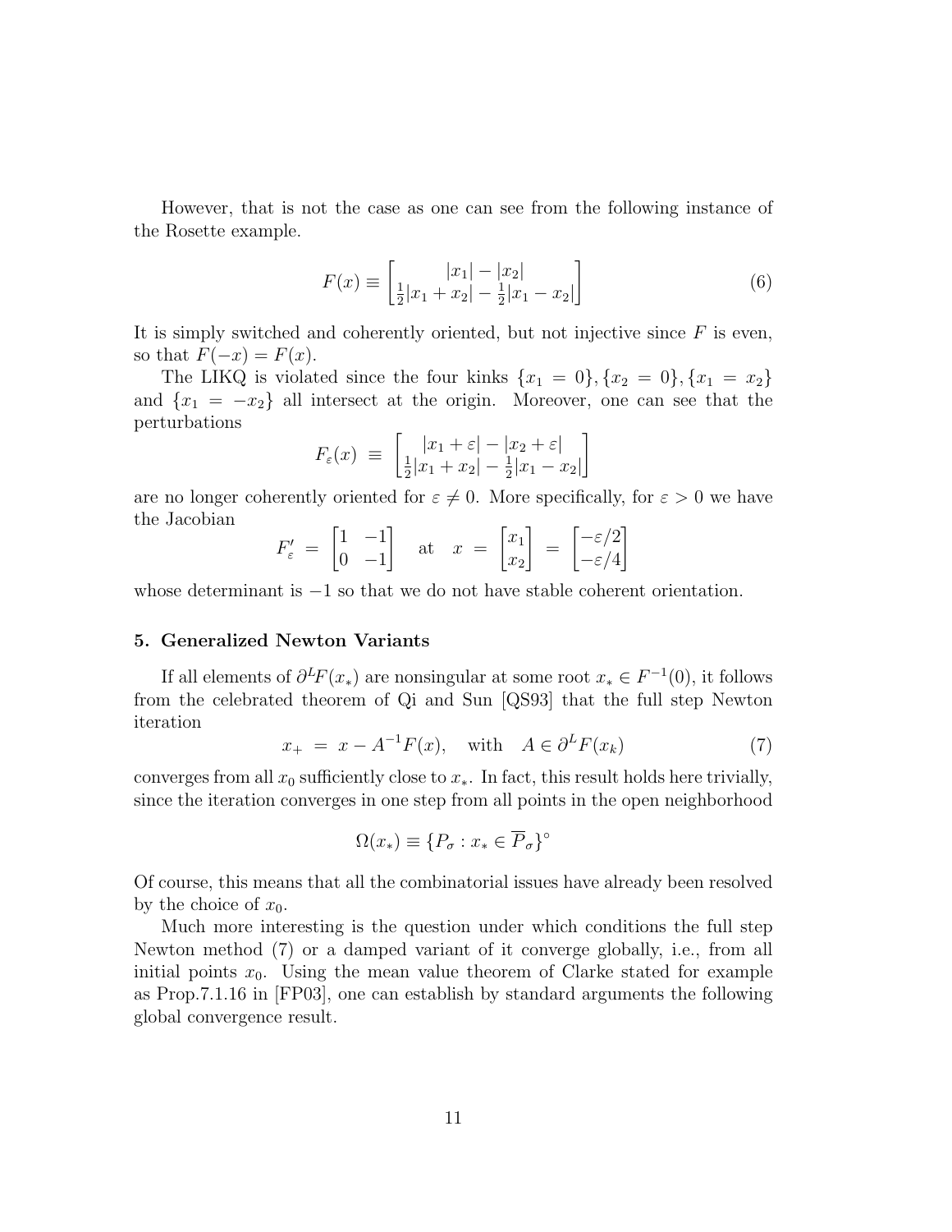However, that is not the case as one can see from the following instance of the Rosette example.

$$F(x) \equiv \begin{bmatrix} |x_1| - |x_2| \\ \frac{1}{2}|x_1 + x_2| - \frac{1}{2}|x_1 - x_2| \end{bmatrix} \tag{6}$$

It is simply switched and coherently oriented, but not injective since $F$ is even, so that $F(-x) = F(x)$.

The LIKQ is violated since the four kinks $\{x_1 = 0\}, \{x_2 = 0\}, \{x_1 = x_2\}$ and $\{x_1 = -x_2\}$ all intersect at the origin. Moreover, one can see that the perturbations

$$F_\varepsilon(x) \;\equiv\; \begin{bmatrix} |x_1 + \varepsilon| - |x_2 + \varepsilon| \\ \frac{1}{2}|x_1 + x_2| - \frac{1}{2}|x_1 - x_2| \end{bmatrix}$$

are no longer coherently oriented for $\varepsilon \neq 0$. More specifically, for $\varepsilon > 0$ we have the Jacobian

$$F'_\varepsilon \;=\; \begin{bmatrix} 1 & -1 \\ 0 & -1 \end{bmatrix} \quad \text{at} \quad x \;=\; \begin{bmatrix} x_1 \\ x_2 \end{bmatrix} \;=\; \begin{bmatrix} -\varepsilon/2 \\ -\varepsilon/4 \end{bmatrix}$$

whose determinant is $-1$ so that we do not have stable coherent orientation.

## 5. Generalized Newton Variants

If all elements of $\partial^L F(x_*)$ are nonsingular at some root $x_* \in F^{-1}(0)$, it follows from the celebrated theorem of Qi and Sun [QS93] that the full step Newton iteration

$$x_+ \;=\; x - A^{-1}F(x), \quad \text{with} \quad A \in \partial^L F(x_k) \tag{7}$$

converges from all $x_0$ sufficiently close to $x_*$. In fact, this result holds here trivially, since the iteration converges in one step from all points in the open neighborhood

$$\Omega(x_*) \equiv \{P_\sigma : x_* \in \overline{P}_\sigma\}^\circ$$

Of course, this means that all the combinatorial issues have already been resolved by the choice of $x_0$.

Much more interesting is the question under which conditions the full step Newton method (7) or a damped variant of it converge globally, i.e., from all initial points $x_0$. Using the mean value theorem of Clarke stated for example as Prop.7.1.16 in [FP03], one can establish by standard arguments the following global convergence result.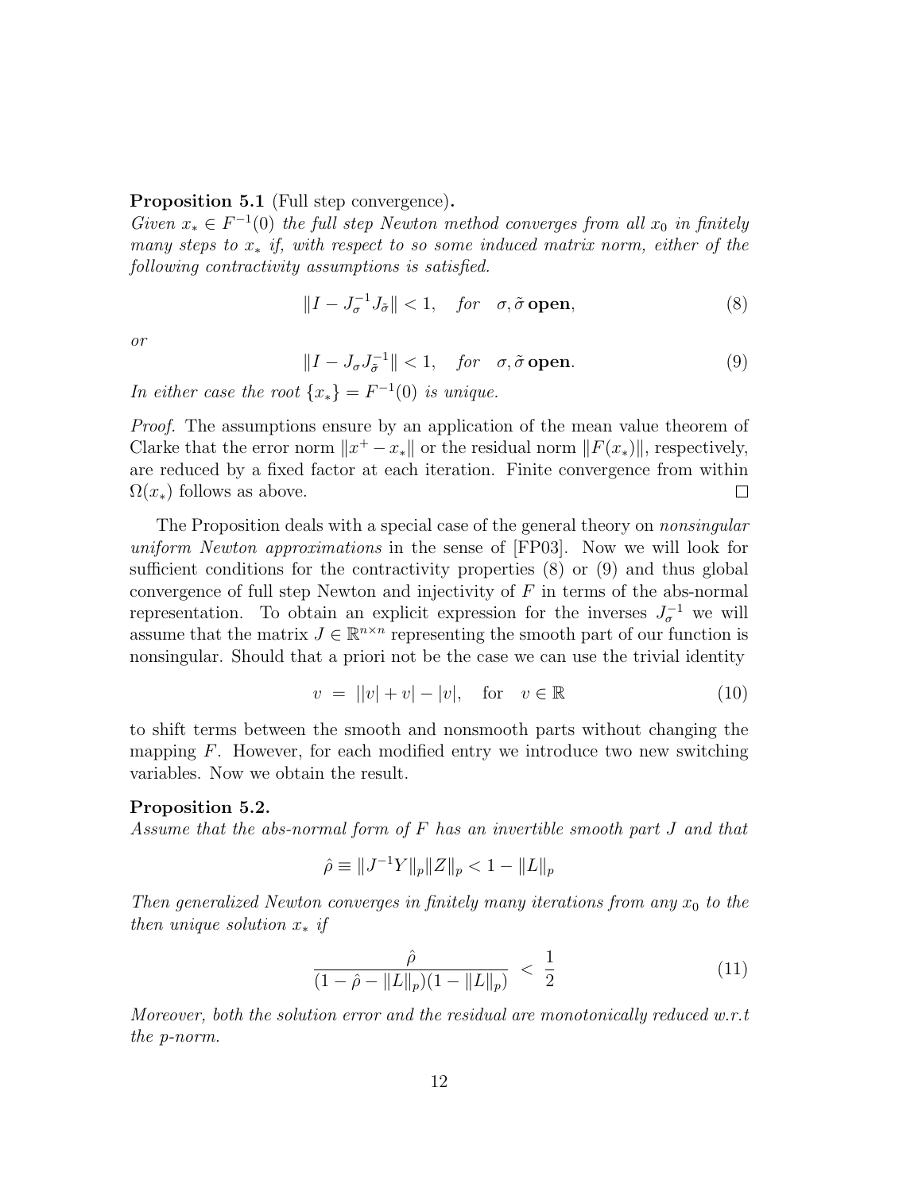**Proposition 5.1** (Full step convergence)**.**
*Given $x_* \in F^{-1}(0)$ the full step Newton method converges from all $x_0$ in finitely many steps to $x_*$ if, with respect to so some induced matrix norm, either of the following contractivity assumptions is satisfied.*

$$\|I - J_\sigma^{-1} J_{\tilde{\sigma}}\| < 1, \quad \textit{for} \quad \sigma, \tilde{\sigma} \, \textbf{open}, \tag{8}$$

*or*

$$\|I - J_\sigma J_{\tilde{\sigma}}^{-1}\| < 1, \quad \textit{for} \quad \sigma, \tilde{\sigma} \, \textbf{open}. \tag{9}$$

*In either case the root $\{x_*\} = F^{-1}(0)$ is unique.*

*Proof.* The assumptions ensure by an application of the mean value theorem of Clarke that the error norm $\|x^+ - x_*\|$ or the residual norm $\|F(x_*)\|$, respectively, are reduced by a fixed factor at each iteration. Finite convergence from within $\Omega(x_*)$ follows as above. □

The Proposition deals with a special case of the general theory on *nonsingular uniform Newton approximations* in the sense of [FP03]. Now we will look for sufficient conditions for the contractivity properties (8) or (9) and thus global convergence of full step Newton and injectivity of $F$ in terms of the abs-normal representation. To obtain an explicit expression for the inverses $J_\sigma^{-1}$ we will assume that the matrix $J \in \mathbb{R}^{n \times n}$ representing the smooth part of our function is nonsingular. Should that a priori not be the case we can use the trivial identity

$$v \;=\; ||v| + v| - |v|, \quad \text{for} \quad v \in \mathbb{R} \tag{10}$$

to shift terms between the smooth and nonsmooth parts without changing the mapping $F$. However, for each modified entry we introduce two new switching variables. Now we obtain the result.

**Proposition 5.2.**
*Assume that the abs-normal form of $F$ has an invertible smooth part $J$ and that*

$$\hat{\rho} \equiv \|J^{-1} Y\|_p \|Z\|_p < 1 - \|L\|_p$$

*Then generalized Newton converges in finitely many iterations from any $x_0$ to the then unique solution $x_*$ if*

$$\frac{\hat{\rho}}{(1 - \hat{\rho} - \|L\|_p)(1 - \|L\|_p)} \;<\; \frac{1}{2} \tag{11}$$

*Moreover, both the solution error and the residual are monotonically reduced w.r.t the p-norm.*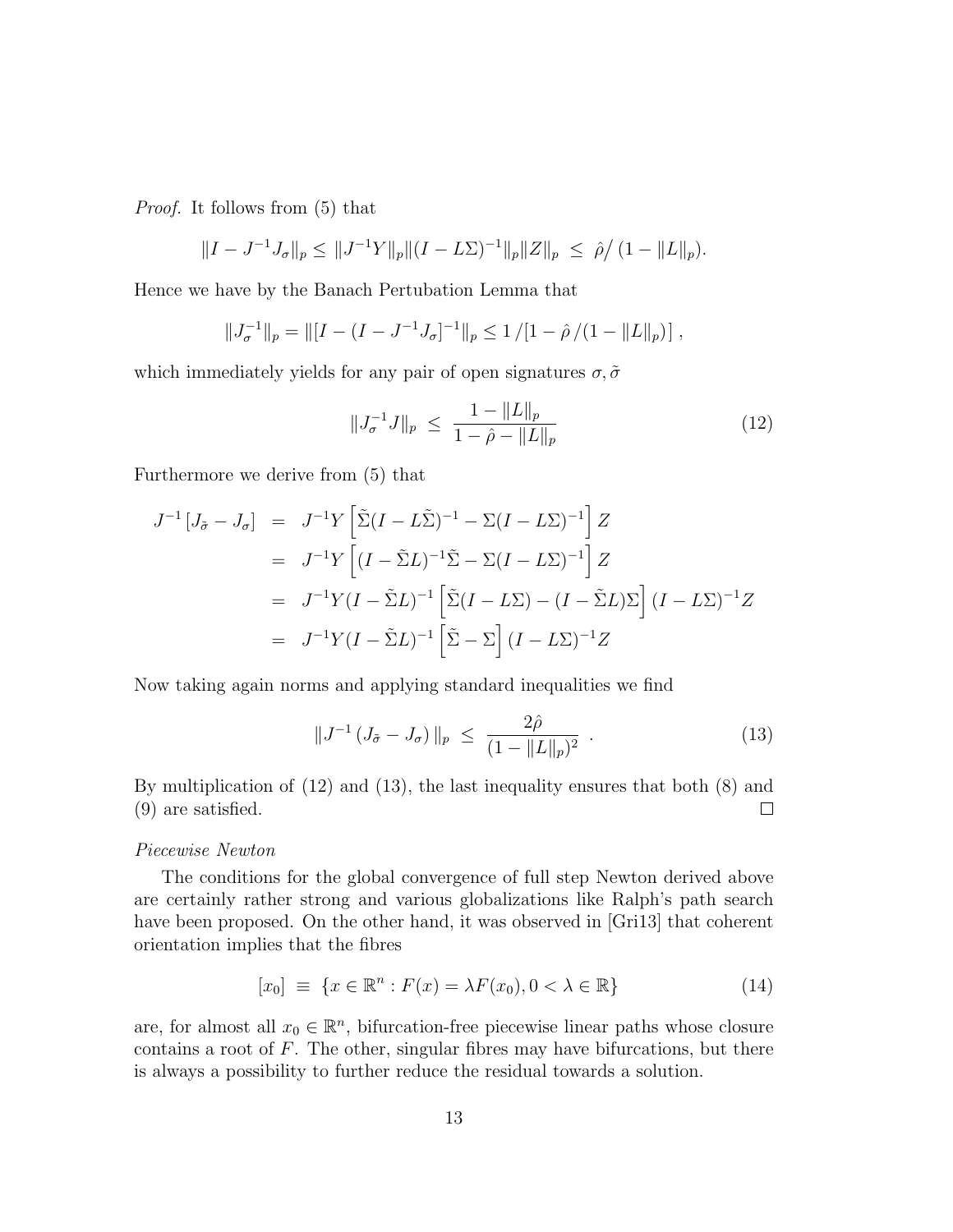*Proof.* It follows from (5) that

$$\|I - J^{-1}J_\sigma\|_p \leq \|J^{-1}Y\|_p \|(I - L\Sigma)^{-1}\|_p \|Z\|_p \ \leq \ \hat{\rho} \big/ \left(1 - \|L\|_p\right).$$

Hence we have by the Banach Pertubation Lemma that

$$\|J_\sigma^{-1}\|_p = \|[I - (I - J^{-1}J_\sigma]^{-1}\|_p \leq 1 \,/ [1 - \hat{\rho}\,/ (1 - \|L\|_p)] \,,$$

which immediately yields for any pair of open signatures $\sigma, \tilde{\sigma}$

$$\|J_\sigma^{-1}J\|_p \ \leq \ \frac{1 - \|L\|_p}{1 - \hat{\rho} - \|L\|_p} \tag{12}$$

Furthermore we derive from (5) that

$$\begin{aligned}
J^{-1}\left[J_{\tilde{\sigma}} - J_\sigma\right] &= J^{-1}Y\left[\tilde{\Sigma}(I - L\tilde{\Sigma})^{-1} - \Sigma(I - L\Sigma)^{-1}\right]Z \\
&= J^{-1}Y\left[(I - \tilde{\Sigma}L)^{-1}\tilde{\Sigma} - \Sigma(I - L\Sigma)^{-1}\right]Z \\
&= J^{-1}Y(I - \tilde{\Sigma}L)^{-1}\left[\tilde{\Sigma}(I - L\Sigma) - (I - \tilde{\Sigma}L)\Sigma\right](I - L\Sigma)^{-1}Z \\
&= J^{-1}Y(I - \tilde{\Sigma}L)^{-1}\left[\tilde{\Sigma} - \Sigma\right](I - L\Sigma)^{-1}Z
\end{aligned}$$

Now taking again norms and applying standard inequalities we find

$$\|J^{-1}\left(J_{\tilde{\sigma}} - J_\sigma\right)\|_p \ \leq \ \frac{2\hat{\rho}}{(1 - \|L\|_p)^2} \ . \tag{13}$$

By multiplication of (12) and (13), the last inequality ensures that both (8) and (9) are satisfied. □

*Piecewise Newton*

The conditions for the global convergence of full step Newton derived above are certainly rather strong and various globalizations like Ralph's path search have been proposed. On the other hand, it was observed in [Gri13] that coherent orientation implies that the fibres

$$[x_0] \ \equiv \ \{x \in \mathbb{R}^n : F(x) = \lambda F(x_0), 0 < \lambda \in \mathbb{R}\} \tag{14}$$

are, for almost all $x_0 \in \mathbb{R}^n$, bifurcation-free piecewise linear paths whose closure contains a root of $F$. The other, singular fibres may have bifurcations, but there is always a possibility to further reduce the residual towards a solution.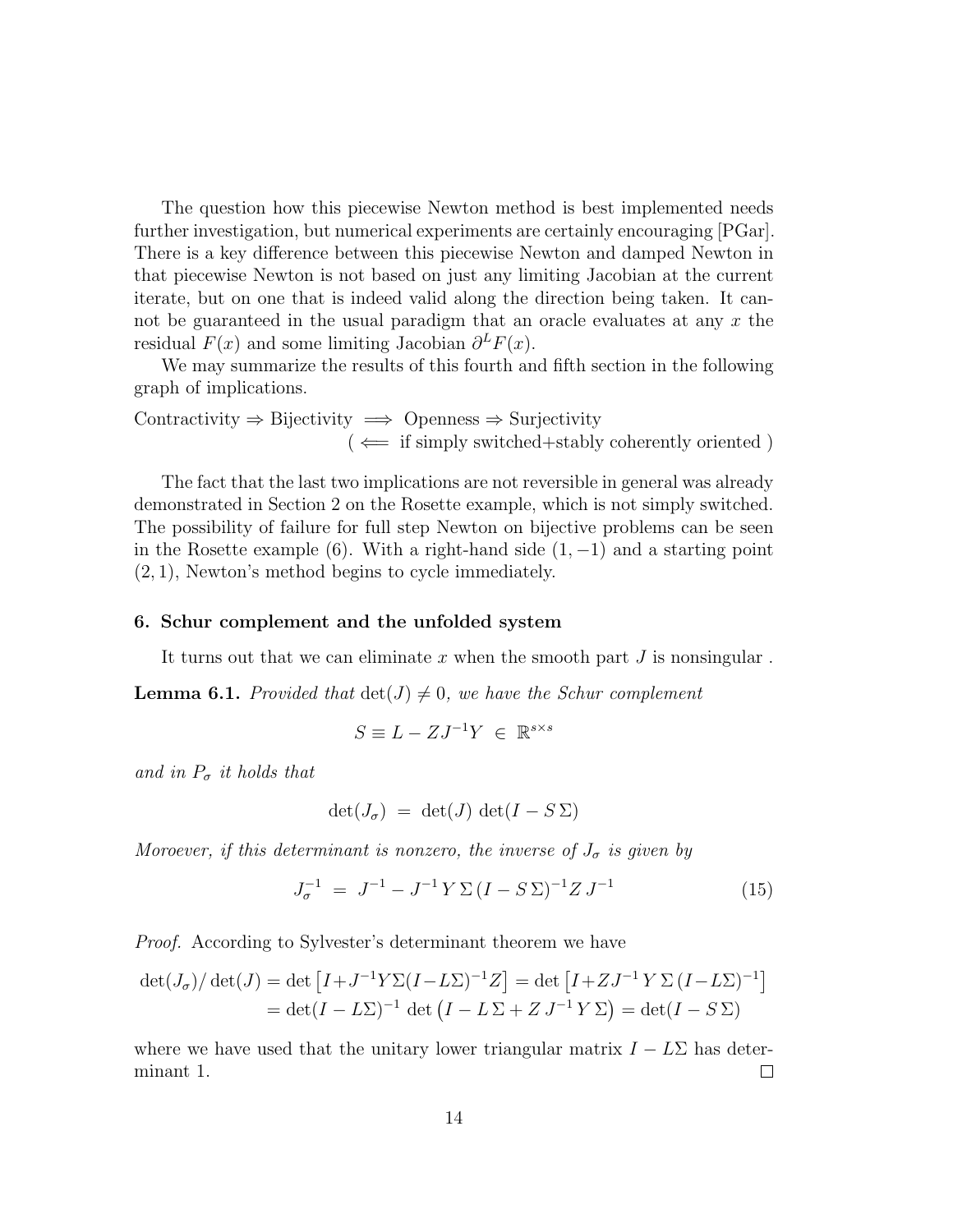The question how this piecewise Newton method is best implemented needs further investigation, but numerical experiments are certainly encouraging [PGar]. There is a key difference between this piecewise Newton and damped Newton in that piecewise Newton is not based on just any limiting Jacobian at the current iterate, but on one that is indeed valid along the direction being taken. It cannot be guaranteed in the usual paradigm that an oracle evaluates at any $x$ the residual $F(x)$ and some limiting Jacobian $\partial^L F(x)$.

We may summarize the results of this fourth and fifth section in the following graph of implications.

$$\text{Contractivity} \Rightarrow \text{Bijectivity} \implies \text{Openness} \Rightarrow \text{Surjectivity}$$
$$( \impliedby \text{ if simply switched+stably coherently oriented } )$$

The fact that the last two implications are not reversible in general was already demonstrated in Section 2 on the Rosette example, which is not simply switched. The possibility of failure for full step Newton on bijective problems can be seen in the Rosette example (6). With a right-hand side $(1, -1)$ and a starting point $(2, 1)$, Newton's method begins to cycle immediately.

## 6. Schur complement and the unfolded system

It turns out that we can eliminate $x$ when the smooth part $J$ is nonsingular .

**Lemma 6.1.** *Provided that* $\det(J) \neq 0$*, we have the Schur complement*

$$S \equiv L - ZJ^{-1}Y \;\in\; \mathbb{R}^{s \times s}$$

*and in* $P_\sigma$ *it holds that*

$$\det(J_\sigma) \;=\; \det(J)\,\det(I - S\,\Sigma)$$

*Moroever, if this determinant is nonzero, the inverse of* $J_\sigma$ *is given by*

$$J_\sigma^{-1} \;=\; J^{-1} - J^{-1}\,Y\,\Sigma\,(I - S\,\Sigma)^{-1} Z\,J^{-1} \tag{15}$$

*Proof.* According to Sylvester's determinant theorem we have

$$\begin{aligned}
\det(J_\sigma)/\det(J) &= \det\left[I + J^{-1}Y\Sigma(I - L\Sigma)^{-1}Z\right] = \det\left[I + Z J^{-1}\,Y\,\Sigma\,(I - L\Sigma)^{-1}\right] \\
&= \det(I - L\Sigma)^{-1}\,\det\left(I - L\,\Sigma + Z\,J^{-1}\,Y\,\Sigma\right) = \det(I - S\,\Sigma)
\end{aligned}$$

where we have used that the unitary lower triangular matrix $I - L\Sigma$ has determinant 1. $\square$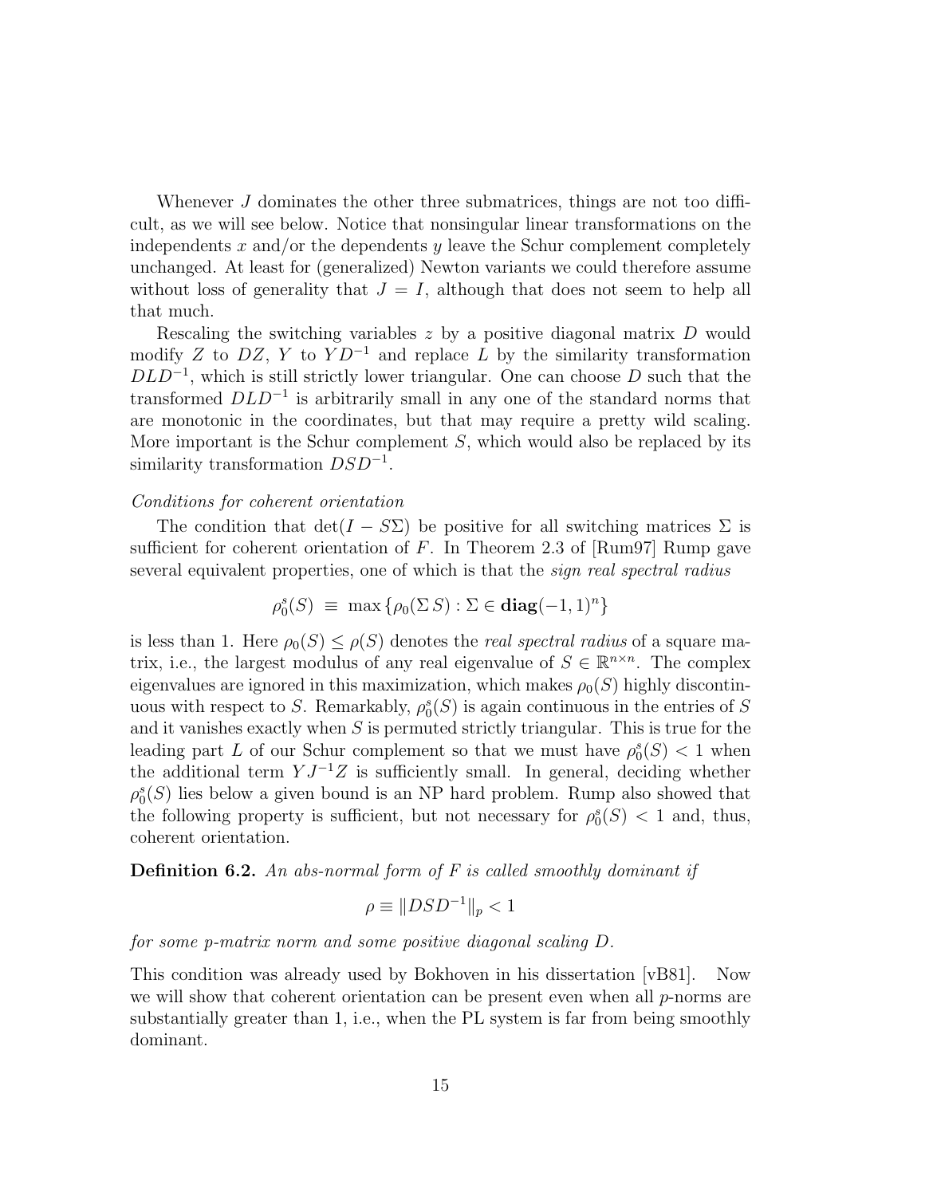Whenever $J$ dominates the other three submatrices, things are not too difficult, as we will see below. Notice that nonsingular linear transformations on the independents $x$ and/or the dependents $y$ leave the Schur complement completely unchanged. At least for (generalized) Newton variants we could therefore assume without loss of generality that $J = I$, although that does not seem to help all that much.

Rescaling the switching variables $z$ by a positive diagonal matrix $D$ would modify $Z$ to $DZ$, $Y$ to $YD^{-1}$ and replace $L$ by the similarity transformation $DLD^{-1}$, which is still strictly lower triangular. One can choose $D$ such that the transformed $DLD^{-1}$ is arbitrarily small in any one of the standard norms that are monotonic in the coordinates, but that may require a pretty wild scaling. More important is the Schur complement $S$, which would also be replaced by its similarity transformation $DSD^{-1}$.

*Conditions for coherent orientation*

The condition that $\det(I - S\Sigma)$ be positive for all switching matrices $\Sigma$ is sufficient for coherent orientation of $F$. In Theorem 2.3 of [Rum97] Rump gave several equivalent properties, one of which is that the *sign real spectral radius*

$$\rho_0^s(S) \;\equiv\; \max\left\{\rho_0(\Sigma\, S) : \Sigma \in \mathbf{diag}(-1,1)^n\right\}$$

is less than 1. Here $\rho_0(S) \leq \rho(S)$ denotes the *real spectral radius* of a square matrix, i.e., the largest modulus of any real eigenvalue of $S \in \mathbb{R}^{n\times n}$. The complex eigenvalues are ignored in this maximization, which makes $\rho_0(S)$ highly discontinuous with respect to $S$. Remarkably, $\rho_0^s(S)$ is again continuous in the entries of $S$ and it vanishes exactly when $S$ is permuted strictly triangular. This is true for the leading part $L$ of our Schur complement so that we must have $\rho_0^s(S) < 1$ when the additional term $YJ^{-1}Z$ is sufficiently small. In general, deciding whether $\rho_0^s(S)$ lies below a given bound is an NP hard problem. Rump also showed that the following property is sufficient, but not necessary for $\rho_0^s(S) < 1$ and, thus, coherent orientation.

**Definition 6.2.** *An abs-normal form of $F$ is called smoothly dominant if*

$$\rho \equiv \|DSD^{-1}\|_p < 1$$

*for some p-matrix norm and some positive diagonal scaling $D$.*

This condition was already used by Bokhoven in his dissertation [vB81]. Now we will show that coherent orientation can be present even when all $p$-norms are substantially greater than 1, i.e., when the PL system is far from being smoothly dominant.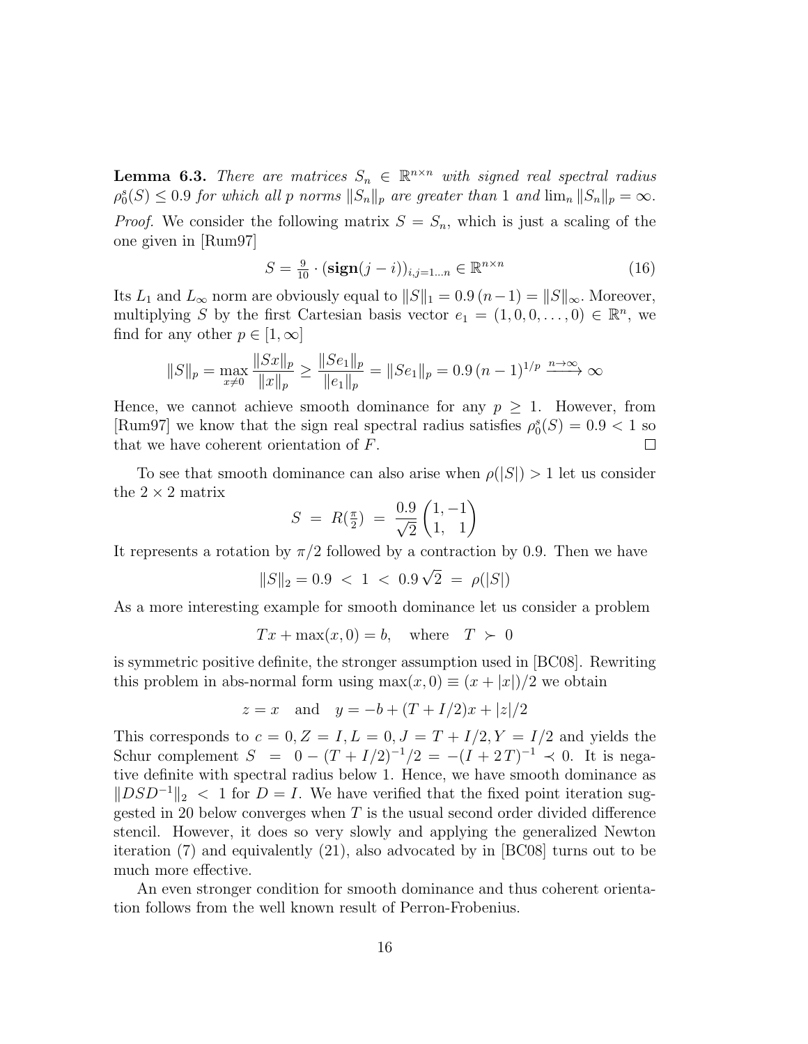**Lemma 6.3.** *There are matrices $S_n \in \mathbb{R}^{n\times n}$ with signed real spectral radius $\rho_0^s(S) \leq 0.9$ for which all $p$ norms $\|S_n\|_p$ are greater than 1 and $\lim_n \|S_n\|_p = \infty$.*

*Proof.* We consider the following matrix $S = S_n$, which is just a scaling of the one given in [Rum97]

$$S = \tfrac{9}{10} \cdot (\mathbf{sign}(j-i))_{i,j=1\ldots n} \in \mathbb{R}^{n\times n} \tag{16}$$

Its $L_1$ and $L_\infty$ norm are obviously equal to $\|S\|_1 = 0.9\,(n-1) = \|S\|_\infty$. Moreover, multiplying $S$ by the first Cartesian basis vector $e_1 = (1, 0, 0, \ldots, 0) \in \mathbb{R}^n$, we find for any other $p \in [1, \infty]$

$$\|S\|_p = \max_{x\neq 0} \frac{\|Sx\|_p}{\|x\|_p} \geq \frac{\|Se_1\|_p}{\|e_1\|_p} = \|Se_1\|_p = 0.9\,(n-1)^{1/p} \xrightarrow{n\to\infty} \infty$$

Hence, we cannot achieve smooth dominance for any $p \geq 1$. However, from [Rum97] we know that the sign real spectral radius satisfies $\rho_0^s(S) = 0.9 < 1$ so that we have coherent orientation of $F$. $\square$

To see that smooth dominance can also arise when $\rho(|S|) > 1$ let us consider the $2 \times 2$ matrix

$$S \;=\; R(\tfrac{\pi}{2}) \;=\; \frac{0.9}{\sqrt{2}}\begin{pmatrix}1, -1\\ 1, \;\;\, 1\end{pmatrix}$$

It represents a rotation by $\pi/2$ followed by a contraction by 0.9. Then we have

$$\|S\|_2 = 0.9 \;<\; 1 \;<\; 0.9\,\sqrt{2} \;=\; \rho(|S|)$$

As a more interesting example for smooth dominance let us consider a problem

$$Tx + \max(x, 0) = b, \quad \text{where} \quad T \;\succ\; 0$$

is symmetric positive definite, the stronger assumption used in [BC08]. Rewriting this problem in abs-normal form using $\max(x, 0) \equiv (x + |x|)/2$ we obtain

$$z = x \quad \text{and} \quad y = -b + (T + I/2)x + |z|/2$$

This corresponds to $c = 0, Z = I, L = 0, J = T + I/2, Y = I/2$ and yields the Schur complement $S \;=\; 0 - (T + I/2)^{-1}/2 = -(I + 2\,T)^{-1} \prec 0$. It is negative definite with spectral radius below 1. Hence, we have smooth dominance as $\|DSD^{-1}\|_2 \;<\; 1$ for $D = I$. We have verified that the fixed point iteration suggested in 20 below converges when $T$ is the usual second order divided difference stencil. However, it does so very slowly and applying the generalized Newton iteration (7) and equivalently (21), also advocated by in [BC08] turns out to be much more effective.

An even stronger condition for smooth dominance and thus coherent orientation follows from the well known result of Perron-Frobenius.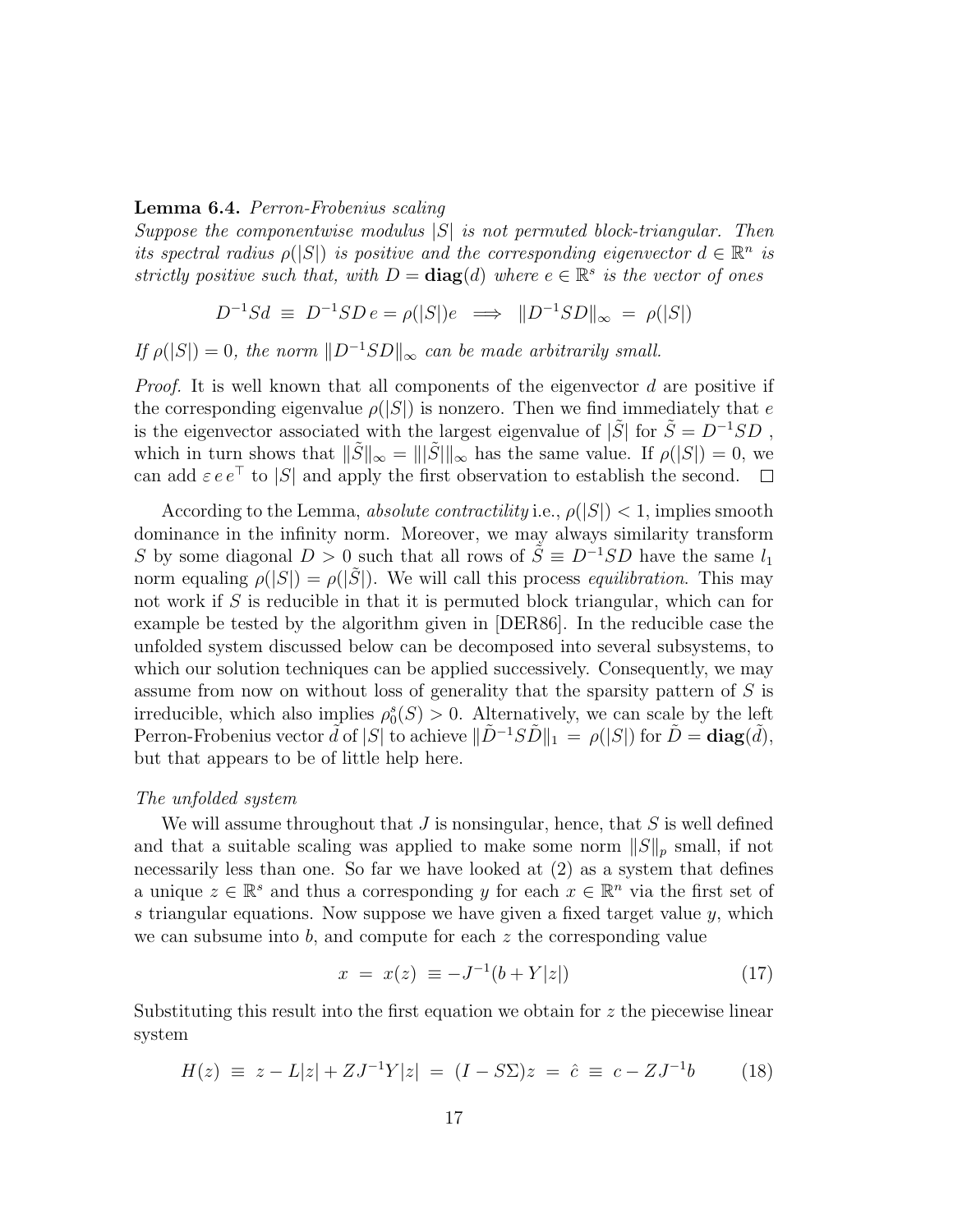**Lemma 6.4.** *Perron-Frobenius scaling*
*Suppose the componentwise modulus $|S|$ is not permuted block-triangular. Then its spectral radius $\rho(|S|)$ is positive and the corresponding eigenvector $d \in \mathbb{R}^n$ is strictly positive such that, with $D = \mathbf{diag}(d)$ where $e \in \mathbb{R}^s$ is the vector of ones*

$$D^{-1}Sd \;\equiv\; D^{-1}SD\, e = \rho(|S|)e \;\Longrightarrow\; \|D^{-1}SD\|_\infty \;=\; \rho(|S|)$$

*If $\rho(|S|) = 0$, the norm $\|D^{-1}SD\|_\infty$ can be made arbitrarily small.*

*Proof.* It is well known that all components of the eigenvector $d$ are positive if the corresponding eigenvalue $\rho(|S|)$ is nonzero. Then we find immediately that $e$ is the eigenvector associated with the largest eigenvalue of $|\tilde{S}|$ for $\tilde{S} = D^{-1}SD$ , which in turn shows that $\|\tilde{S}\|_\infty = \||\tilde{S}|\|_\infty$ has the same value. If $\rho(|S|) = 0$, we can add $\varepsilon\, e\, e^\top$ to $|S|$ and apply the first observation to establish the second. $\square$

According to the Lemma, *absolute contractility* i.e., $\rho(|S|) < 1$, implies smooth dominance in the infinity norm. Moreover, we may always similarity transform $S$ by some diagonal $D > 0$ such that all rows of $\tilde{S} \equiv D^{-1}SD$ have the same $l_1$ norm equaling $\rho(|S|) = \rho(|\tilde{S}|)$. We will call this process *equilibration*. This may not work if $S$ is reducible in that it is permuted block triangular, which can for example be tested by the algorithm given in [DER86]. In the reducible case the unfolded system discussed below can be decomposed into several subsystems, to which our solution techniques can be applied successively. Consequently, we may assume from now on without loss of generality that the sparsity pattern of $S$ is irreducible, which also implies $\rho_0^s(S) > 0$. Alternatively, we can scale by the left Perron-Frobenius vector $\tilde{d}$ of $|S|$ to achieve $\|\tilde{D}^{-1}S\tilde{D}\|_1 \;=\; \rho(|S|)$ for $\tilde{D} = \mathbf{diag}(\tilde{d})$, but that appears to be of little help here.

*The unfolded system*

We will assume throughout that $J$ is nonsingular, hence, that $S$ is well defined and that a suitable scaling was applied to make some norm $\|S\|_p$ small, if not necessarily less than one. So far we have looked at (2) as a system that defines a unique $z \in \mathbb{R}^s$ and thus a corresponding $y$ for each $x \in \mathbb{R}^n$ via the first set of $s$ triangular equations. Now suppose we have given a fixed target value $y$, which we can subsume into $b$, and compute for each $z$ the corresponding value

$$x \;=\; x(z) \;\equiv -J^{-1}(b + Y|z|) \tag{17}$$

Substituting this result into the first equation we obtain for $z$ the piecewise linear system

$$H(z) \;\equiv\; z - L|z| + ZJ^{-1}Y|z| \;=\; (I - S\Sigma)z \;=\; \hat{c} \;\equiv\; c - ZJ^{-1}b \tag{18}$$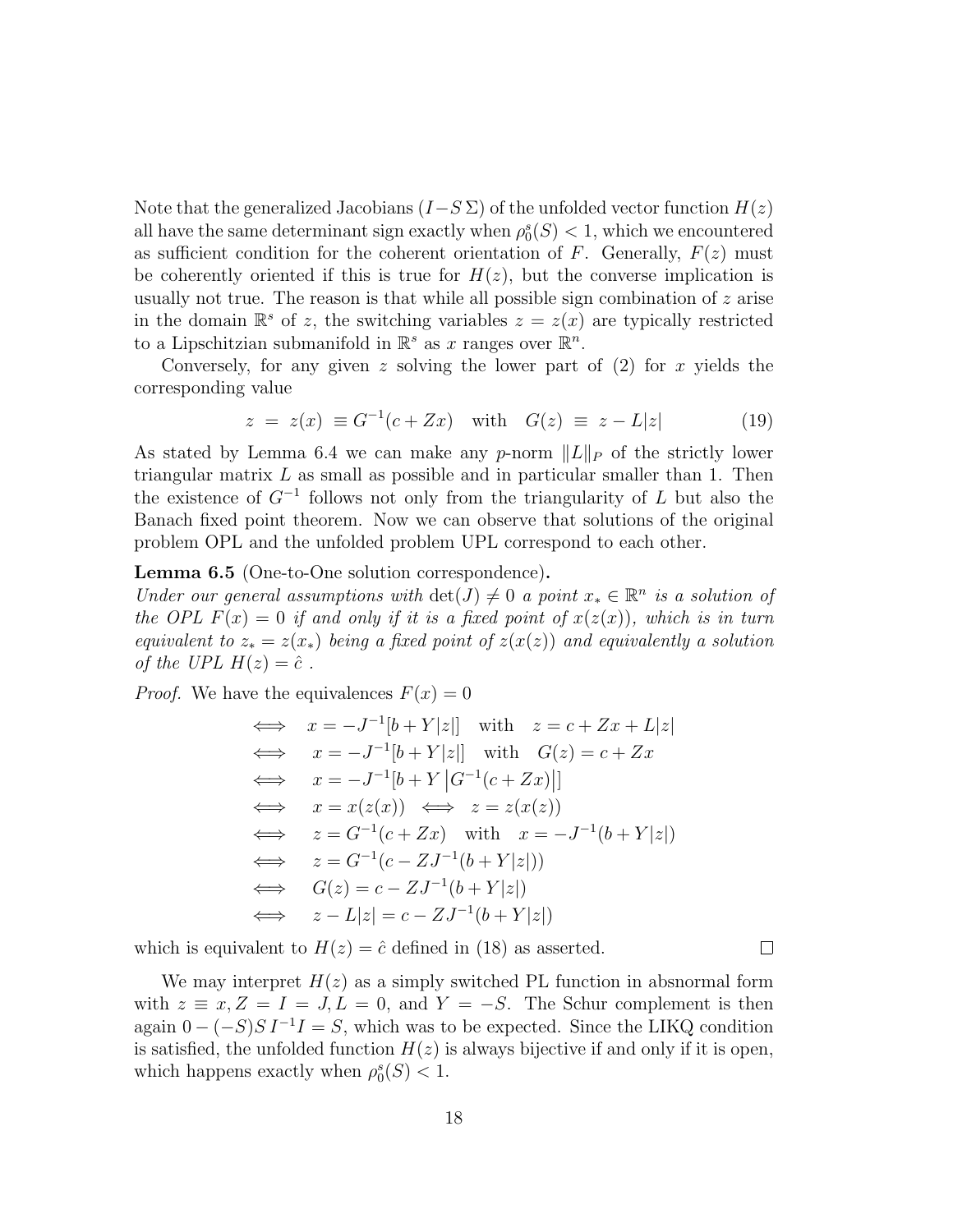Note that the generalized Jacobians $(I - S\,\Sigma)$ of the unfolded vector function $H(z)$ all have the same determinant sign exactly when $\rho_0^s(S) < 1$, which we encountered as sufficient condition for the coherent orientation of $F$. Generally, $F(z)$ must be coherently oriented if this is true for $H(z)$, but the converse implication is usually not true. The reason is that while all possible sign combination of $z$ arise in the domain $\mathbb{R}^s$ of $z$, the switching variables $z = z(x)$ are typically restricted to a Lipschitzian submanifold in $\mathbb{R}^s$ as $x$ ranges over $\mathbb{R}^n$.

Conversely, for any given $z$ solving the lower part of (2) for $x$ yields the corresponding value

$$z \;=\; z(x) \;\equiv G^{-1}(c + Zx) \quad \text{with} \quad G(z) \;\equiv\; z - L|z| \tag{19}$$

As stated by Lemma 6.4 we can make any $p$-norm $\|L\|_P$ of the strictly lower triangular matrix $L$ as small as possible and in particular smaller than 1. Then the existence of $G^{-1}$ follows not only from the triangularity of $L$ but also the Banach fixed point theorem. Now we can observe that solutions of the original problem OPL and the unfolded problem UPL correspond to each other.

**Lemma 6.5** (One-to-One solution correspondence)**.**
*Under our general assumptions with $\det(J) \neq 0$ a point $x_* \in \mathbb{R}^n$ is a solution of the OPL $F(x) = 0$ if and only if it is a fixed point of $x(z(x))$, which is in turn equivalent to $z_* = z(x_*)$ being a fixed point of $z(x(z))$ and equivalently a solution of the UPL $H(z) = \hat{c}$ .*

*Proof.* We have the equivalences $F(x) = 0$

$$\begin{aligned}
&\iff \quad x = -J^{-1}[b + Y|z|] \quad \text{with} \quad z = c + Zx + L|z| \\
&\iff \quad x = -J^{-1}[b + Y|z|] \quad \text{with} \quad G(z) = c + Zx \\
&\iff \quad x = -J^{-1}[b + Y\left|G^{-1}(c + Zx)\right|] \\
&\iff \quad x = x(z(x)) \iff z = z(x(z)) \\
&\iff \quad z = G^{-1}(c + Zx) \quad \text{with} \quad x = -J^{-1}(b + Y|z|) \\
&\iff \quad z = G^{-1}(c - ZJ^{-1}(b + Y|z|)) \\
&\iff \quad G(z) = c - ZJ^{-1}(b + Y|z|) \\
&\iff \quad z - L|z| = c - ZJ^{-1}(b + Y|z|)
\end{aligned}$$

which is equivalent to $H(z) = \hat{c}$ defined in (18) as asserted. $\square$

We may interpret $H(z)$ as a simply switched PL function in absnormal form with $z \equiv x, Z = I = J, L = 0$, and $Y = -S$. The Schur complement is then again $0 - (-S)S\,I^{-1}I = S$, which was to be expected. Since the LIKQ condition is satisfied, the unfolded function $H(z)$ is always bijective if and only if it is open, which happens exactly when $\rho_0^s(S) < 1$.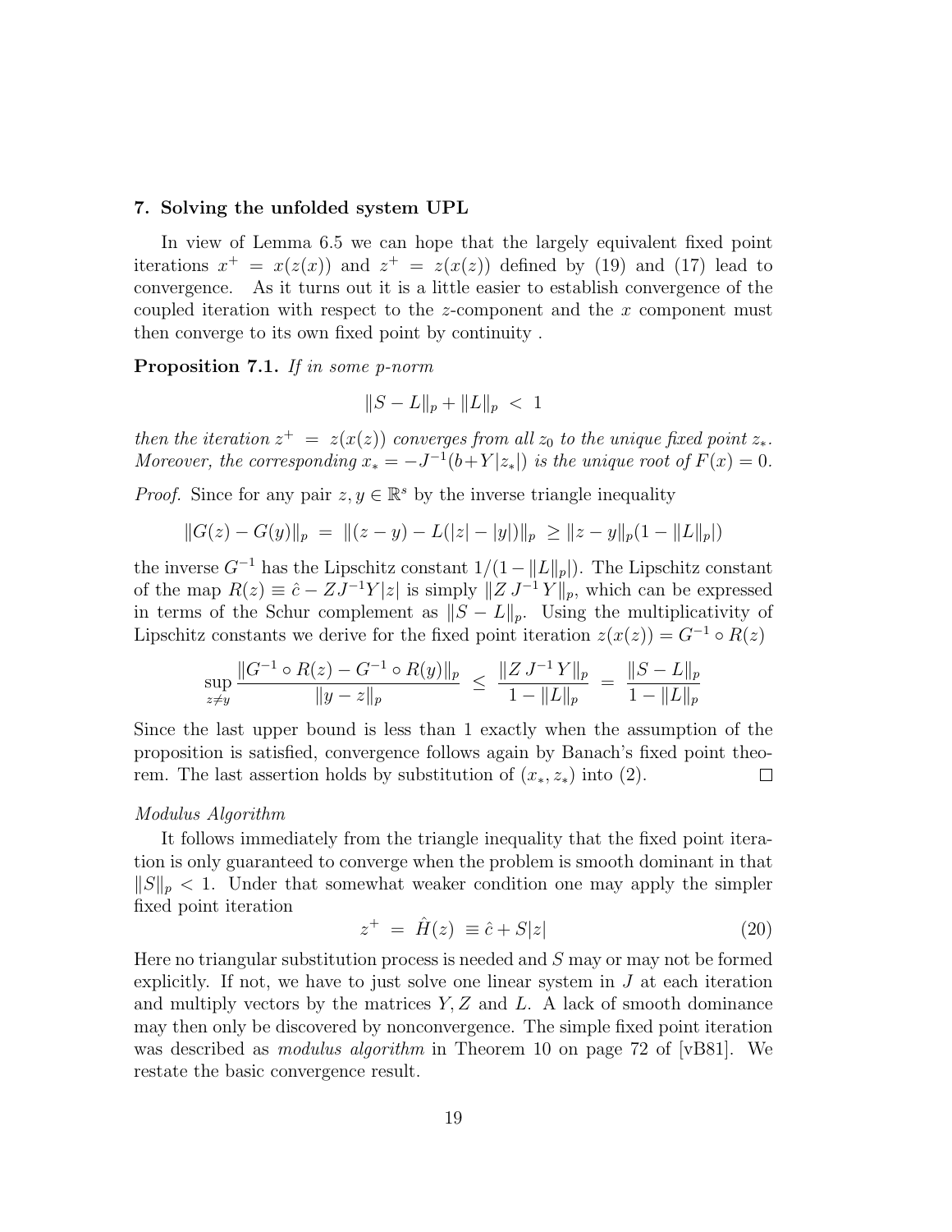## 7. Solving the unfolded system UPL

In view of Lemma 6.5 we can hope that the largely equivalent fixed point iterations $x^+ = x(z(x))$ and $z^+ = z(x(z))$ defined by (19) and (17) lead to convergence. As it turns out it is a little easier to establish convergence of the coupled iteration with respect to the $z$-component and the $x$ component must then converge to its own fixed point by continuity .

**Proposition 7.1.** *If in some p-norm*

$$\|S - L\|_p + \|L\|_p \; < \; 1$$

*then the iteration $z^+ \; = \; z(x(z))$ converges from all $z_0$ to the unique fixed point $z_*$. Moreover, the corresponding $x_* = -J^{-1}(b+Y|z_*|)$ is the unique root of $F(x) = 0$.*

*Proof.* Since for any pair $z, y \in \mathbb{R}^s$ by the inverse triangle inequality

$$\|G(z) - G(y)\|_p \; = \; \|(z-y) - L(|z| - |y|)\|_p \; \geq \|z - y\|_p(1 - \|L\|_p)$$

the inverse $G^{-1}$ has the Lipschitz constant $1/(1 - \|L\|_p)$. The Lipschitz constant of the map $R(z) \equiv \hat{c} - ZJ^{-1}Y|z|$ is simply $\|Z\,J^{-1}\,Y\|_p$, which can be expressed in terms of the Schur complement as $\|S - L\|_p$. Using the multiplicativity of Lipschitz constants we derive for the fixed point iteration $z(x(z)) = G^{-1} \circ R(z)$

$$\sup_{z \neq y} \frac{\|G^{-1} \circ R(z) - G^{-1} \circ R(y)\|_p}{\|y - z\|_p} \; \leq \; \frac{\|Z\,J^{-1}\,Y\|_p}{1 - \|L\|_p} \; = \; \frac{\|S - L\|_p}{1 - \|L\|_p}$$

Since the last upper bound is less than 1 exactly when the assumption of the proposition is satisfied, convergence follows again by Banach's fixed point theorem. The last assertion holds by substitution of $(x_*, z_*)$ into (2). $\square$

*Modulus Algorithm*

It follows immediately from the triangle inequality that the fixed point iteration is only guaranteed to converge when the problem is smooth dominant in that $\|S\|_p < 1$. Under that somewhat weaker condition one may apply the simpler fixed point iteration

$$z^+ \; = \; \hat{H}(z) \; \equiv \hat{c} + S|z| \tag{20}$$

Here no triangular substitution process is needed and $S$ may or may not be formed explicitly. If not, we have to just solve one linear system in $J$ at each iteration and multiply vectors by the matrices $Y, Z$ and $L$. A lack of smooth dominance may then only be discovered by nonconvergence. The simple fixed point iteration was described as *modulus algorithm* in Theorem 10 on page 72 of [vB81]. We restate the basic convergence result.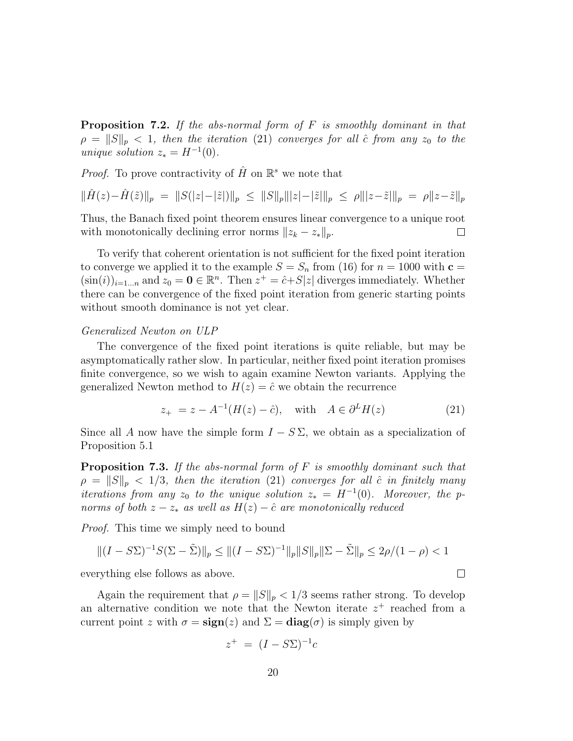**Proposition 7.2.** *If the abs-normal form of $F$ is smoothly dominant in that $\rho = \|S\|_p < 1$, then the iteration (21) converges for all $\hat{c}$ from any $z_0$ to the unique solution $z_* = H^{-1}(0)$.*

*Proof.* To prove contractivity of $\hat{H}$ on $\mathbb{R}^s$ we note that

$$\|\hat{H}(z) - \hat{H}(\tilde{z})\|_p \; = \; \|S(|z| - |\tilde{z}|)\|_p \; \leq \; \|S\|_p \||z| - |\tilde{z}|\|_p \; \leq \; \rho \||z - \tilde{z}|\|_p \; = \; \rho \|z - \tilde{z}\|_p$$

Thus, the Banach fixed point theorem ensures linear convergence to a unique root with monotonically declining error norms $\|z_k - z_*\|_p$. $\square$

To verify that coherent orientation is not sufficient for the fixed point iteration to converge we applied it to the example $S = S_n$ from (16) for $n = 1000$ with $\mathbf{c} = (\sin(i))_{i=1\ldots n}$ and $z_0 = \mathbf{0} \in \mathbb{R}^n$. Then $z^+ = \hat{c} + S|z|$ diverges immediately. Whether there can be convergence of the fixed point iteration from generic starting points without smooth dominance is not yet clear.

*Generalized Newton on ULP*

The convergence of the fixed point iterations is quite reliable, but may be asymptomatically rather slow. In particular, neither fixed point iteration promises finite convergence, so we wish to again examine Newton variants. Applying the generalized Newton method to $H(z) = \hat{c}$ we obtain the recurrence

$$z_+ \; = z - A^{-1}(H(z) - \hat{c}), \quad \text{with} \quad A \in \partial^L H(z) \tag{21}$$

Since all $A$ now have the simple form $I - S\,\Sigma$, we obtain as a specialization of Proposition 5.1

**Proposition 7.3.** *If the abs-normal form of $F$ is smoothly dominant such that $\rho = \|S\|_p < 1/3$, then the iteration (21) converges for all $\hat{c}$ in finitely many iterations from any $z_0$ to the unique solution $z_* = H^{-1}(0)$. Moreover, the p-norms of both $z - z_*$ as well as $H(z) - \hat{c}$ are monotonically reduced*

*Proof.* This time we simply need to bound

$$\|(I - S\Sigma)^{-1} S(\Sigma - \tilde{\Sigma})\|_p \leq \|(I - S\Sigma)^{-1}\|_p \|S\|_p \|\Sigma - \tilde{\Sigma}\|_p \leq 2\rho/(1 - \rho) < 1$$

everything else follows as above. $\square$

Again the requirement that $\rho = \|S\|_p < 1/3$ seems rather strong. To develop an alternative condition we note that the Newton iterate $z^+$ reached from a current point $z$ with $\sigma = \mathbf{sign}(z)$ and $\Sigma = \mathbf{diag}(\sigma)$ is simply given by

$$z^+ \; = \; (I - S\Sigma)^{-1} c$$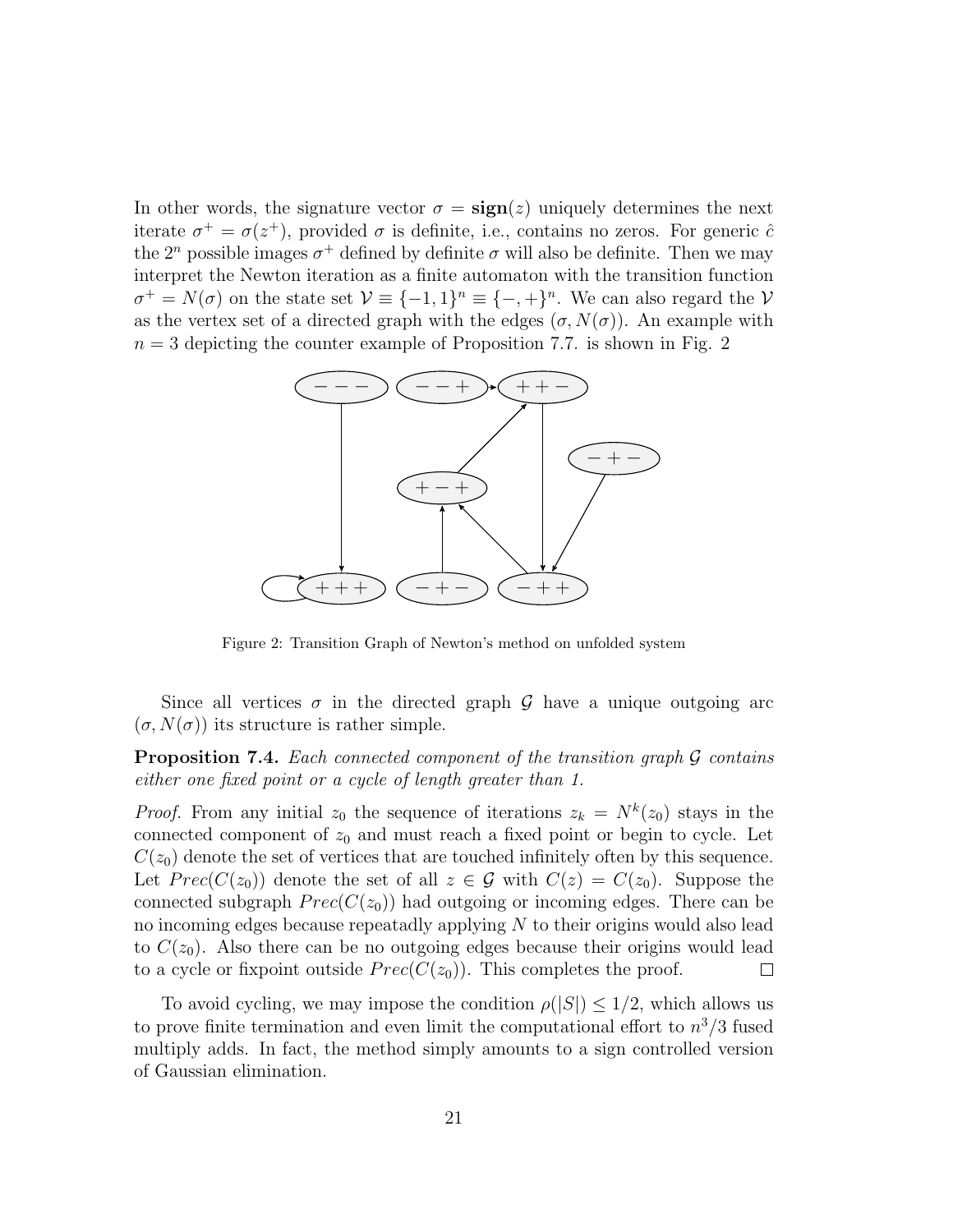In other words, the signature vector $\sigma = \mathbf{sign}(z)$ uniquely determines the next iterate $\sigma^+ = \sigma(z^+)$, provided $\sigma$ is definite, i.e., contains no zeros. For generic $\hat{c}$ the $2^n$ possible images $\sigma^+$ defined by definite $\sigma$ will also be definite. Then we may interpret the Newton iteration as a finite automaton with the transition function $\sigma^+ = N(\sigma)$ on the state set $\mathcal{V} \equiv \{-1, 1\}^n \equiv \{-, +\}^n$. We can also regard the $\mathcal{V}$ as the vertex set of a directed graph with the edges $(\sigma, N(\sigma))$. An example with $n = 3$ depicting the counter example of Proposition 7.7. is shown in Fig. 2

Figure 2: Transition Graph of Newton's method on unfolded system

Since all vertices $\sigma$ in the directed graph $\mathcal{G}$ have a unique outgoing arc $(\sigma, N(\sigma))$ its structure is rather simple.

**Proposition 7.4.** *Each connected component of the transition graph $\mathcal{G}$ contains either one fixed point or a cycle of length greater than 1.*

*Proof.* From any initial $z_0$ the sequence of iterations $z_k = N^k(z_0)$ stays in the connected component of $z_0$ and must reach a fixed point or begin to cycle. Let $C(z_0)$ denote the set of vertices that are touched infinitely often by this sequence. Let $Prec(C(z_0))$ denote the set of all $z \in \mathcal{G}$ with $C(z) = C(z_0)$. Suppose the connected subgraph $Prec(C(z_0))$ had outgoing or incoming edges. There can be no incoming edges because repeatadly applying $N$ to their origins would also lead to $C(z_0)$. Also there can be no outgoing edges because their origins would lead to a cycle or fixpoint outside $Prec(C(z_0))$. This completes the proof. □

To avoid cycling, we may impose the condition $\rho(|S|) \leq 1/2$, which allows us to prove finite termination and even limit the computational effort to $n^3/3$ fused multiply adds. In fact, the method simply amounts to a sign controlled version of Gaussian elimination.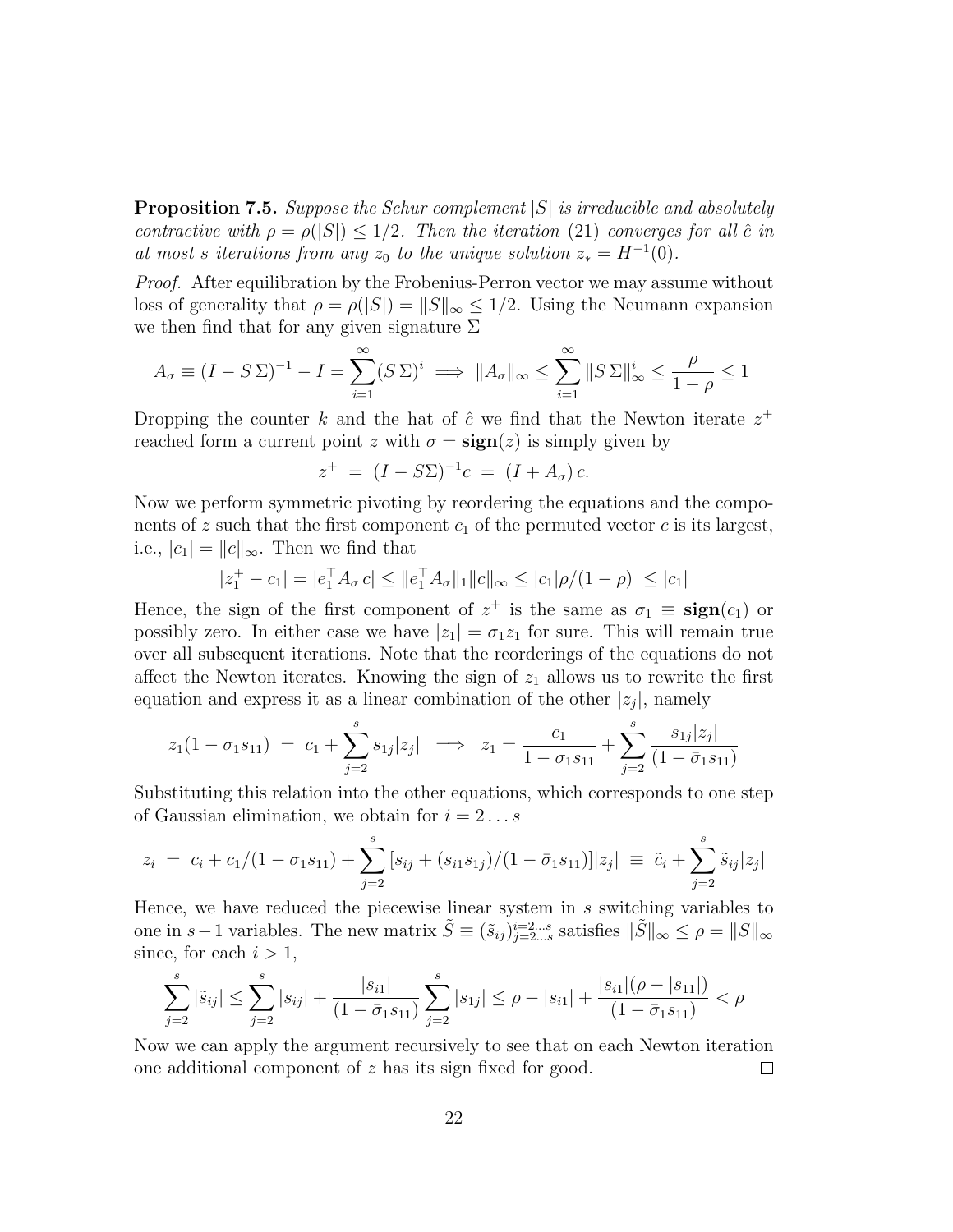**Proposition 7.5.** *Suppose the Schur complement $|S|$ is irreducible and absolutely contractive with $\rho = \rho(|S|) \leq 1/2$. Then the iteration (21) converges for all $\hat{c}$ in at most $s$ iterations from any $z_0$ to the unique solution $z_* = H^{-1}(0)$.*

*Proof.* After equilibration by the Frobenius-Perron vector we may assume without loss of generality that $\rho = \rho(|S|) = \|S\|_\infty \leq 1/2$. Using the Neumann expansion we then find that for any given signature $\Sigma$

$$A_\sigma \equiv (I - S\,\Sigma)^{-1} - I = \sum_{i=1}^{\infty} (S\,\Sigma)^i \implies \|A_\sigma\|_\infty \leq \sum_{i=1}^{\infty} \|S\,\Sigma\|_\infty^i \leq \frac{\rho}{1-\rho} \leq 1$$

Dropping the counter $k$ and the hat of $\hat{c}$ we find that the Newton iterate $z^+$ reached form a current point $z$ with $\sigma = \mathbf{sign}(z)$ is simply given by

$$z^+ \;=\; (I - S\Sigma)^{-1} c \;=\; (I + A_\sigma)\, c.$$

Now we perform symmetric pivoting by reordering the equations and the components of $z$ such that the first component $c_1$ of the permuted vector $c$ is its largest, i.e., $|c_1| = \|c\|_\infty$. Then we find that

$$|z_1^+ - c_1| = |e_1^\top A_\sigma\, c| \leq \|e_1^\top A_\sigma\|_1 \|c\|_\infty \leq |c_1|\rho/(1-\rho) \;\leq |c_1|$$

Hence, the sign of the first component of $z^+$ is the same as $\sigma_1 \equiv \mathbf{sign}(c_1)$ or possibly zero. In either case we have $|z_1| = \sigma_1 z_1$ for sure. This will remain true over all subsequent iterations. Note that the reorderings of the equations do not affect the Newton iterates. Knowing the sign of $z_1$ allows us to rewrite the first equation and express it as a linear combination of the other $|z_j|$, namely

$$z_1(1 - \sigma_1 s_{11}) \;=\; c_1 + \sum_{j=2}^{s} s_{1j}|z_j| \implies z_1 = \frac{c_1}{1 - \sigma_1 s_{11}} + \sum_{j=2}^{s} \frac{s_{1j}|z_j|}{(1 - \bar{\sigma}_1 s_{11})}$$

Substituting this relation into the other equations, which corresponds to one step of Gaussian elimination, we obtain for $i = 2 \ldots s$

$$z_i \;=\; c_i + c_1/(1 - \sigma_1 s_{11}) + \sum_{j=2}^{s} [s_{ij} + (s_{i1}s_{1j})/(1 - \bar{\sigma}_1 s_{11})]|z_j| \;\equiv\; \tilde{c}_i + \sum_{j=2}^{s} \tilde{s}_{ij}|z_j|$$

Hence, we have reduced the piecewise linear system in $s$ switching variables to one in $s-1$ variables. The new matrix $\tilde{S} \equiv (\tilde{s}_{ij})_{j=2\ldots s}^{i=2\ldots s}$ satisfies $\|\tilde{S}\|_\infty \leq \rho = \|S\|_\infty$ since, for each $i > 1$,

$$\sum_{j=2}^{s} |\tilde{s}_{ij}| \leq \sum_{j=2}^{s} |s_{ij}| + \frac{|s_{i1}|}{(1 - \bar{\sigma}_1 s_{11})} \sum_{j=2}^{s} |s_{1j}| \leq \rho - |s_{i1}| + \frac{|s_{i1}|(\rho - |s_{11}|)}{(1 - \bar{\sigma}_1 s_{11})} < \rho$$

Now we can apply the argument recursively to see that on each Newton iteration one additional component of $z$ has its sign fixed for good. $\square$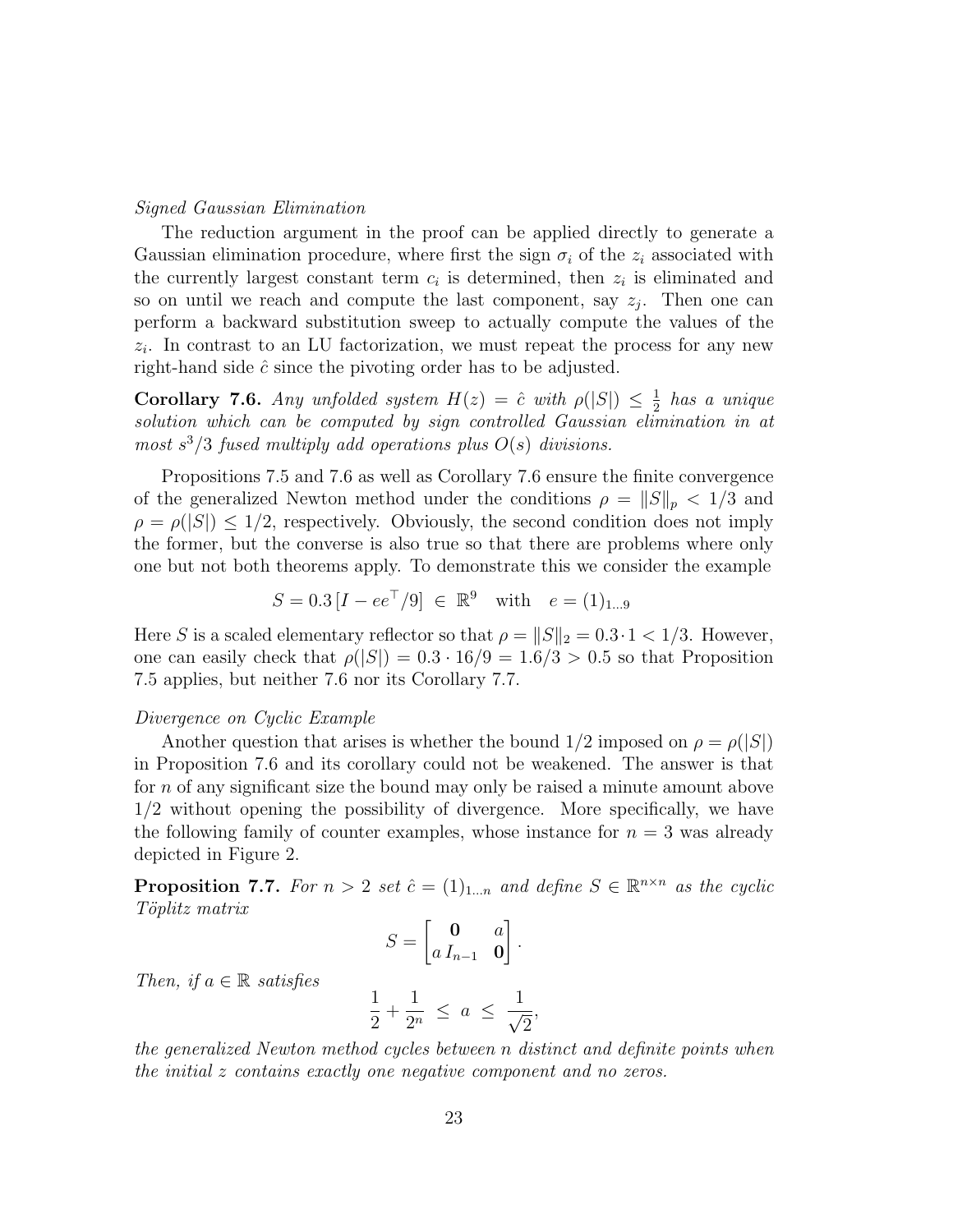*Signed Gaussian Elimination*

The reduction argument in the proof can be applied directly to generate a Gaussian elimination procedure, where first the sign $\sigma_i$ of the $z_i$ associated with the currently largest constant term $c_i$ is determined, then $z_i$ is eliminated and so on until we reach and compute the last component, say $z_j$. Then one can perform a backward substitution sweep to actually compute the values of the $z_i$. In contrast to an LU factorization, we must repeat the process for any new right-hand side $\hat{c}$ since the pivoting order has to be adjusted.

**Corollary 7.6.** *Any unfolded system $H(z) = \hat{c}$ with $\rho(|S|) \le \frac{1}{2}$ has a unique solution which can be computed by sign controlled Gaussian elimination in at most $s^3/3$ fused multiply add operations plus $O(s)$ divisions.*

Propositions 7.5 and 7.6 as well as Corollary 7.6 ensure the finite convergence of the generalized Newton method under the conditions $\rho = \|S\|_p < 1/3$ and $\rho = \rho(|S|) \le 1/2$, respectively. Obviously, the second condition does not imply the former, but the converse is also true so that there are problems where only one but not both theorems apply. To demonstrate this we consider the example

$$S = 0.3\,[I - ee^\top/9] \in \mathbb{R}^9 \quad \text{with} \quad e = (1)_{1\ldots 9}$$

Here $S$ is a scaled elementary reflector so that $\rho = \|S\|_2 = 0.3 \cdot 1 < 1/3$. However, one can easily check that $\rho(|S|) = 0.3 \cdot 16/9 = 1.6/3 > 0.5$ so that Proposition 7.5 applies, but neither 7.6 nor its Corollary 7.7.

*Divergence on Cyclic Example*

Another question that arises is whether the bound $1/2$ imposed on $\rho = \rho(|S|)$ in Proposition 7.6 and its corollary could not be weakened. The answer is that for $n$ of any significant size the bound may only be raised a minute amount above $1/2$ without opening the possibility of divergence. More specifically, we have the following family of counter examples, whose instance for $n = 3$ was already depicted in Figure 2.

**Proposition 7.7.** *For $n > 2$ set $\hat{c} = (1)_{1\ldots n}$ and define $S \in \mathbb{R}^{n\times n}$ as the cyclic Töplitz matrix*

$$S = \begin{bmatrix} \mathbf{0} & a \\ a\, I_{n-1} & \mathbf{0} \end{bmatrix}.$$

*Then, if $a \in \mathbb{R}$ satisfies*

$$\frac{1}{2} + \frac{1}{2^n} \le a \le \frac{1}{\sqrt{2}},$$

*the generalized Newton method cycles between $n$ distinct and definite points when the initial $z$ contains exactly one negative component and no zeros.*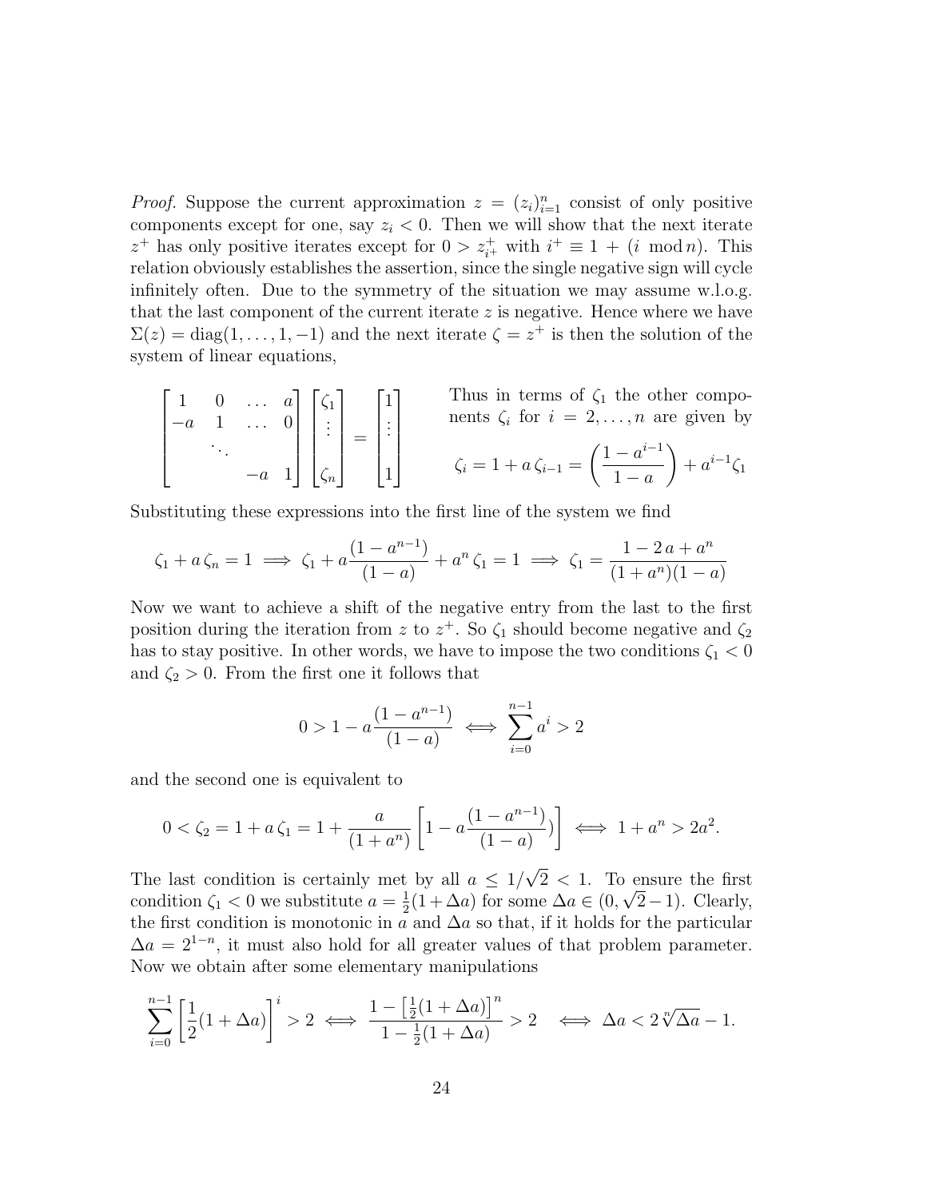*Proof.* Suppose the current approximation $z = (z_i)_{i=1}^n$ consist of only positive components except for one, say $z_i < 0$. Then we will show that the next iterate $z^+$ has only positive iterates except for $0 > z^+_{i^+}$ with $i^+ \equiv 1 + (i \mod n)$. This relation obviously establishes the assertion, since the single negative sign will cycle infinitely often. Due to the symmetry of the situation we may assume w.l.o.g. that the last component of the current iterate $z$ is negative. Hence where we have $\Sigma(z) = \mathrm{diag}(1, \ldots, 1, -1)$ and the next iterate $\zeta = z^+$ is then the solution of the system of linear equations,

$$\begin{bmatrix} 1 & 0 & \ldots & a \\ -a & 1 & \ldots & 0 \\ & \ddots & & \\ & & -a & 1 \end{bmatrix} \begin{bmatrix} \zeta_1 \\ \vdots \\ \\ \zeta_n \end{bmatrix} = \begin{bmatrix} 1 \\ \vdots \\ \\ 1 \end{bmatrix}$$

Thus in terms of $\zeta_1$ the other components $\zeta_i$ for $i = 2, \ldots, n$ are given by

$$\zeta_i = 1 + a\,\zeta_{i-1} = \left(\frac{1 - a^{i-1}}{1 - a}\right) + a^{i-1}\zeta_1$$

Substituting these expressions into the first line of the system we find

$$\zeta_1 + a\,\zeta_n = 1 \implies \zeta_1 + a\frac{(1 - a^{n-1})}{(1 - a)} + a^n\,\zeta_1 = 1 \implies \zeta_1 = \frac{1 - 2\,a + a^n}{(1 + a^n)(1 - a)}$$

Now we want to achieve a shift of the negative entry from the last to the first position during the iteration from $z$ to $z^+$. So $\zeta_1$ should become negative and $\zeta_2$ has to stay positive. In other words, we have to impose the two conditions $\zeta_1 < 0$ and $\zeta_2 > 0$. From the first one it follows that

$$0 > 1 - a\frac{(1 - a^{n-1})}{(1 - a)} \iff \sum_{i=0}^{n-1} a^i > 2$$

and the second one is equivalent to

$$0 < \zeta_2 = 1 + a\,\zeta_1 = 1 + \frac{a}{(1 + a^n)}\left[1 - a\frac{(1 - a^{n-1})}{(1 - a)})\right] \iff 1 + a^n > 2a^2.$$

The last condition is certainly met by all $a \leq 1/\sqrt{2} < 1$. To ensure the first condition $\zeta_1 < 0$ we substitute $a = \frac{1}{2}(1 + \Delta a)$ for some $\Delta a \in (0, \sqrt{2} - 1)$. Clearly, the first condition is monotonic in $a$ and $\Delta a$ so that, if it holds for the particular $\Delta a = 2^{1-n}$, it must also hold for all greater values of that problem parameter. Now we obtain after some elementary manipulations

$$\sum_{i=0}^{n-1}\left[\frac{1}{2}(1 + \Delta a)\right]^i > 2 \iff \frac{1 - \left[\frac{1}{2}(1 + \Delta a)\right]^n}{1 - \frac{1}{2}(1 + \Delta a)} > 2 \iff \Delta a < 2\sqrt[n]{\Delta a} - 1.$$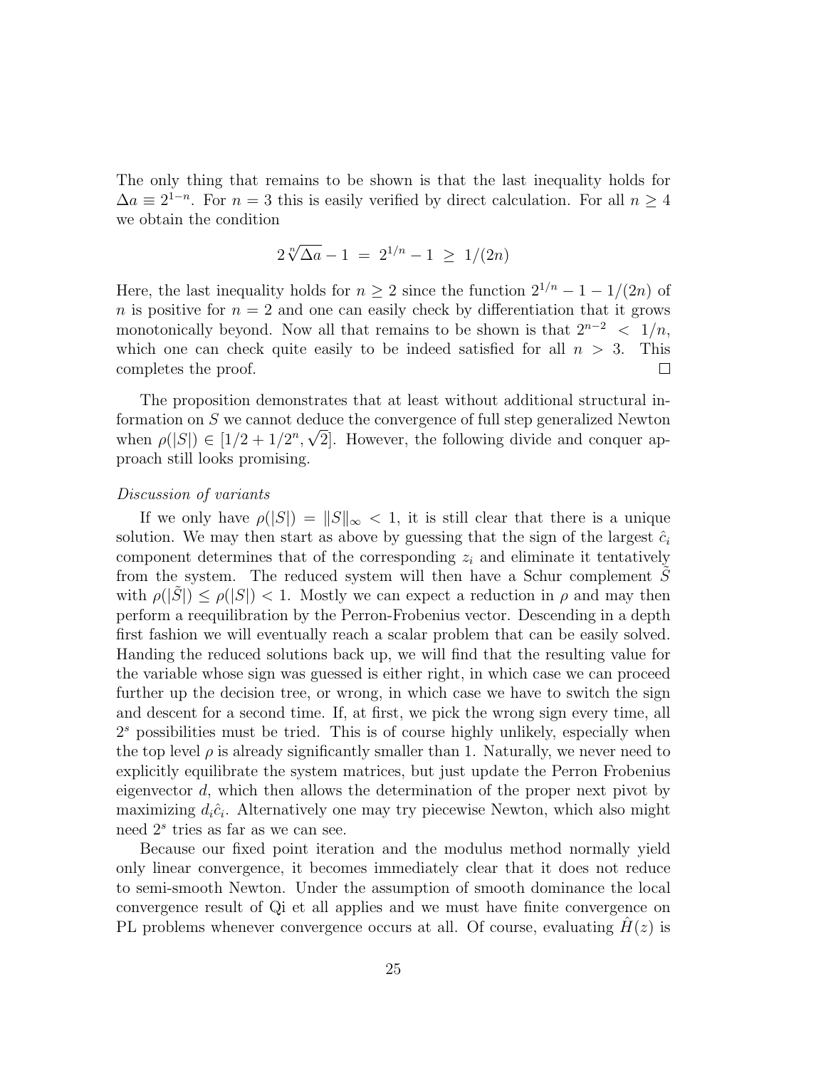The only thing that remains to be shown is that the last inequality holds for $\Delta a \equiv 2^{1-n}$. For $n = 3$ this is easily verified by direct calculation. For all $n \geq 4$ we obtain the condition

$$2\sqrt[n]{\Delta a} - 1 \;=\; 2^{1/n} - 1 \;\geq\; 1/(2n)$$

Here, the last inequality holds for $n \geq 2$ since the function $2^{1/n} - 1 - 1/(2n)$ of $n$ is positive for $n = 2$ and one can easily check by differentiation that it grows monotonically beyond. Now all that remains to be shown is that $2^{n-2} \;<\; 1/n$, which one can check quite easily to be indeed satisfied for all $n > 3$. This completes the proof. □

The proposition demonstrates that at least without additional structural information on $S$ we cannot deduce the convergence of full step generalized Newton when $\rho(|S|) \in [1/2 + 1/2^n, \sqrt{2}]$. However, the following divide and conquer approach still looks promising.

*Discussion of variants*

If we only have $\rho(|S|) = \|S\|_\infty < 1$, it is still clear that there is a unique solution. We may then start as above by guessing that the sign of the largest $\hat{c}_i$ component determines that of the corresponding $z_i$ and eliminate it tentatively from the system. The reduced system will then have a Schur complement $\tilde{S}$ with $\rho(|\tilde{S}|) \leq \rho(|S|) < 1$. Mostly we can expect a reduction in $\rho$ and may then perform a reequilibration by the Perron-Frobenius vector. Descending in a depth first fashion we will eventually reach a scalar problem that can be easily solved. Handing the reduced solutions back up, we will find that the resulting value for the variable whose sign was guessed is either right, in which case we can proceed further up the decision tree, or wrong, in which case we have to switch the sign and descent for a second time. If, at first, we pick the wrong sign every time, all $2^s$ possibilities must be tried. This is of course highly unlikely, especially when the top level $\rho$ is already significantly smaller than 1. Naturally, we never need to explicitly equilibrate the system matrices, but just update the Perron Frobenius eigenvector $d$, which then allows the determination of the proper next pivot by maximizing $d_i\hat{c}_i$. Alternatively one may try piecewise Newton, which also might need $2^s$ tries as far as we can see.

Because our fixed point iteration and the modulus method normally yield only linear convergence, it becomes immediately clear that it does not reduce to semi-smooth Newton. Under the assumption of smooth dominance the local convergence result of Qi et all applies and we must have finite convergence on PL problems whenever convergence occurs at all. Of course, evaluating $\hat{H}(z)$ is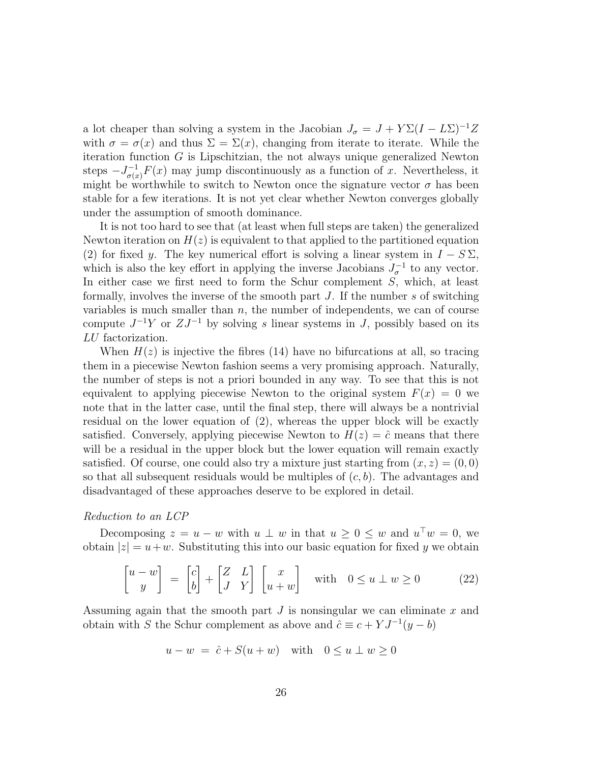a lot cheaper than solving a system in the Jacobian $J_\sigma = J + Y\Sigma(I - L\Sigma)^{-1}Z$ with $\sigma = \sigma(x)$ and thus $\Sigma = \Sigma(x)$, changing from iterate to iterate. While the iteration function $G$ is Lipschitzian, the not always unique generalized Newton steps $-J_{\sigma(x)}^{-1}F(x)$ may jump discontinuously as a function of $x$. Nevertheless, it might be worthwhile to switch to Newton once the signature vector $\sigma$ has been stable for a few iterations. It is not yet clear whether Newton converges globally under the assumption of smooth dominance.

It is not too hard to see that (at least when full steps are taken) the generalized Newton iteration on $H(z)$ is equivalent to that applied to the partitioned equation (2) for fixed $y$. The key numerical effort is solving a linear system in $I - S\,\Sigma$, which is also the key effort in applying the inverse Jacobians $J_\sigma^{-1}$ to any vector. In either case we first need to form the Schur complement $S$, which, at least formally, involves the inverse of the smooth part $J$. If the number $s$ of switching variables is much smaller than $n$, the number of independents, we can of course compute $J^{-1}Y$ or $ZJ^{-1}$ by solving $s$ linear systems in $J$, possibly based on its $LU$ factorization.

When $H(z)$ is injective the fibres (14) have no bifurcations at all, so tracing them in a piecewise Newton fashion seems a very promising approach. Naturally, the number of steps is not a priori bounded in any way. To see that this is not equivalent to applying piecewise Newton to the original system $F(x) = 0$ we note that in the latter case, until the final step, there will always be a nontrivial residual on the lower equation of (2), whereas the upper block will be exactly satisfied. Conversely, applying piecewise Newton to $H(z) = \hat{c}$ means that there will be a residual in the upper block but the lower equation will remain exactly satisfied. Of course, one could also try a mixture just starting from $(x, z) = (0, 0)$ so that all subsequent residuals would be multiples of $(c, b)$. The advantages and disadvantaged of these approaches deserve to be explored in detail.

*Reduction to an LCP*

Decomposing $z = u - w$ with $u \perp w$ in that $u \geq 0 \leq w$ and $u^\top w = 0$, we obtain $|z| = u + w$. Substituting this into our basic equation for fixed $y$ we obtain

$$\begin{bmatrix} u - w \\ y \end{bmatrix} = \begin{bmatrix} c \\ b \end{bmatrix} + \begin{bmatrix} Z & L \\ J & Y \end{bmatrix} \begin{bmatrix} x \\ u + w \end{bmatrix} \quad \text{with} \quad 0 \leq u \perp w \geq 0 \tag{22}$$

Assuming again that the smooth part $J$ is nonsingular we can eliminate $x$ and obtain with $S$ the Schur complement as above and $\hat{c} \equiv c + YJ^{-1}(y - b)$

$$u - w = \hat{c} + S(u + w) \quad \text{with} \quad 0 \leq u \perp w \geq 0$$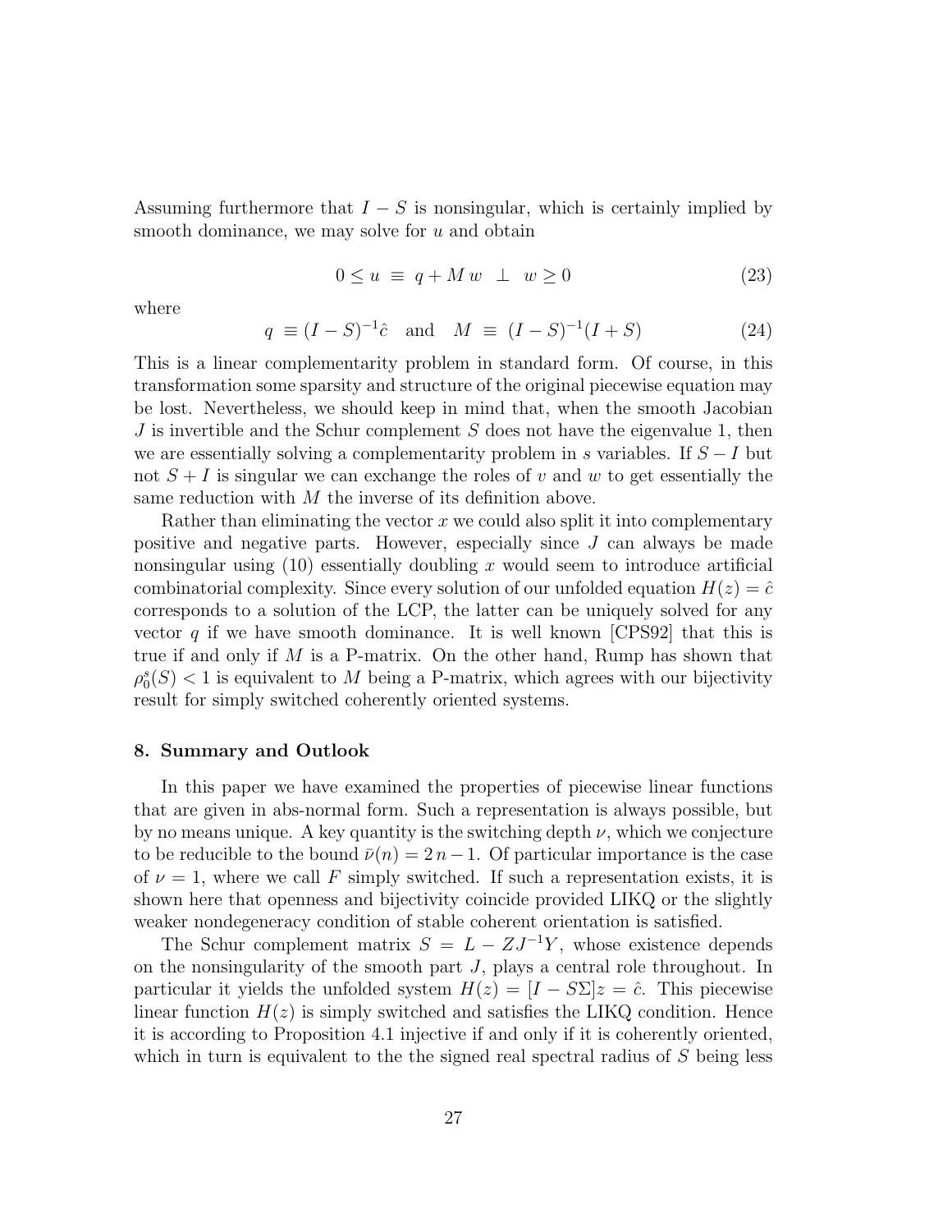Assuming furthermore that $I - S$ is nonsingular, which is certainly implied by smooth dominance, we may solve for $u$ and obtain

$$0 \leq u \equiv q + M\,w \perp w \geq 0 \tag{23}$$

where

$$q \equiv (I-S)^{-1}\hat{c} \quad \text{and} \quad M \equiv (I-S)^{-1}(I+S) \tag{24}$$

This is a linear complementarity problem in standard form. Of course, in this transformation some sparsity and structure of the original piecewise equation may be lost. Nevertheless, we should keep in mind that, when the smooth Jacobian $J$ is invertible and the Schur complement $S$ does not have the eigenvalue 1, then we are essentially solving a complementarity problem in $s$ variables. If $S - I$ but not $S + I$ is singular we can exchange the roles of $v$ and $w$ to get essentially the same reduction with $M$ the inverse of its definition above.

Rather than eliminating the vector $x$ we could also split it into complementary positive and negative parts. However, especially since $J$ can always be made nonsingular using (10) essentially doubling $x$ would seem to introduce artificial combinatorial complexity. Since every solution of our unfolded equation $H(z) = \hat{c}$ corresponds to a solution of the LCP, the latter can be uniquely solved for any vector $q$ if we have smooth dominance. It is well known [CPS92] that this is true if and only if $M$ is a P-matrix. On the other hand, Rump has shown that $\rho_0^s(S) < 1$ is equivalent to $M$ being a P-matrix, which agrees with our bijectivity result for simply switched coherently oriented systems.

## 8. Summary and Outlook

In this paper we have examined the properties of piecewise linear functions that are given in abs-normal form. Such a representation is always possible, but by no means unique. A key quantity is the switching depth $\nu$, which we conjecture to be reducible to the bound $\bar{\nu}(n) = 2\,n - 1$. Of particular importance is the case of $\nu = 1$, where we call $F$ simply switched. If such a representation exists, it is shown here that openness and bijectivity coincide provided LIKQ or the slightly weaker nondegeneracy condition of stable coherent orientation is satisfied.

The Schur complement matrix $S = L - ZJ^{-1}Y$, whose existence depends on the nonsingularity of the smooth part $J$, plays a central role throughout. In particular it yields the unfolded system $H(z) = [I - S\Sigma]z = \hat{c}$. This piecewise linear function $H(z)$ is simply switched and satisfies the LIKQ condition. Hence it is according to Proposition 4.1 injective if and only if it is coherently oriented, which in turn is equivalent to the the signed real spectral radius of $S$ being less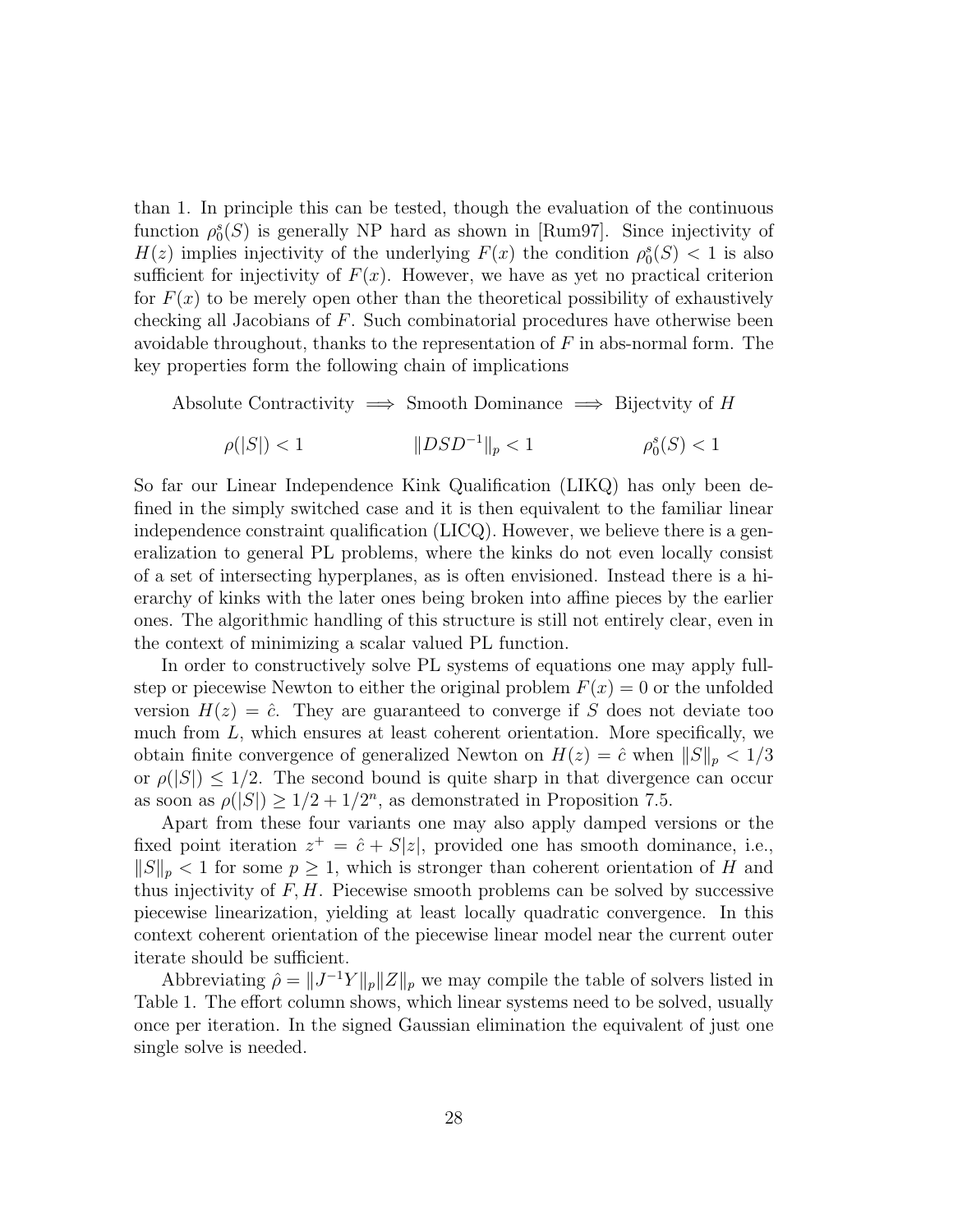than 1. In principle this can be tested, though the evaluation of the continuous function $\rho_0^s(S)$ is generally NP hard as shown in [Rum97]. Since injectivity of $H(z)$ implies injectivity of the underlying $F(x)$ the condition $\rho_0^s(S) < 1$ is also sufficient for injectivity of $F(x)$. However, we have as yet no practical criterion for $F(x)$ to be merely open other than the theoretical possibility of exhaustively checking all Jacobians of $F$. Such combinatorial procedures have otherwise been avoidable throughout, thanks to the representation of $F$ in abs-normal form. The key properties form the following chain of implications

$$\begin{array}{ccccc} \text{Absolute Contractivity} & \Longrightarrow & \text{Smooth Dominance} & \Longrightarrow & \text{Bijectvity of } H \\ \rho(|S|) < 1 & & \|DSD^{-1}\|_p < 1 & & \rho_0^s(S) < 1 \end{array}$$

So far our Linear Independence Kink Qualification (LIKQ) has only been defined in the simply switched case and it is then equivalent to the familiar linear independence constraint qualification (LICQ). However, we believe there is a generalization to general PL problems, where the kinks do not even locally consist of a set of intersecting hyperplanes, as is often envisioned. Instead there is a hierarchy of kinks with the later ones being broken into affine pieces by the earlier ones. The algorithmic handling of this structure is still not entirely clear, even in the context of minimizing a scalar valued PL function.

In order to constructively solve PL systems of equations one may apply full-step or piecewise Newton to either the original problem $F(x) = 0$ or the unfolded version $H(z) = \hat{c}$. They are guaranteed to converge if $S$ does not deviate too much from $L$, which ensures at least coherent orientation. More specifically, we obtain finite convergence of generalized Newton on $H(z) = \hat{c}$ when $\|S\|_p < 1/3$ or $\rho(|S|) \leq 1/2$. The second bound is quite sharp in that divergence can occur as soon as $\rho(|S|) \geq 1/2 + 1/2^n$, as demonstrated in Proposition 7.5.

Apart from these four variants one may also apply damped versions or the fixed point iteration $z^+ = \hat{c} + S|z|$, provided one has smooth dominance, i.e., $\|S\|_p < 1$ for some $p \geq 1$, which is stronger than coherent orientation of $H$ and thus injectivity of $F, H$. Piecewise smooth problems can be solved by successive piecewise linearization, yielding at least locally quadratic convergence. In this context coherent orientation of the piecewise linear model near the current outer iterate should be sufficient.

Abbreviating $\hat{\rho} = \|J^{-1}Y\|_p \|Z\|_p$ we may compile the table of solvers listed in Table 1. The effort column shows, which linear systems need to be solved, usually once per iteration. In the signed Gaussian elimination the equivalent of just one single solve is needed.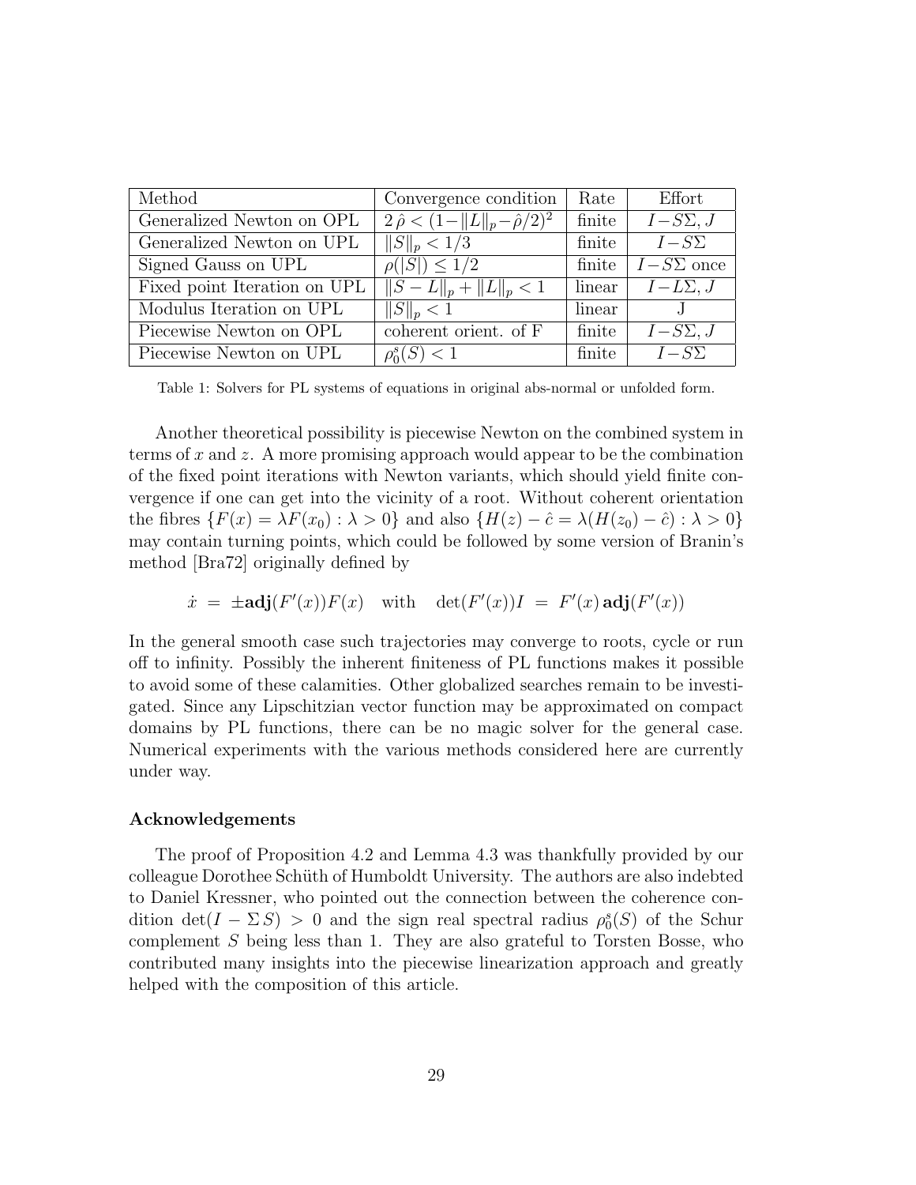| Method | Convergence condition | Rate | Effort |
|---|---|---|---|
| Generalized Newton on OPL | $2\,\hat{\rho} < (1 - \|L\|_p - \hat{\rho}/2)^2$ | finite | $I - S\Sigma, J$ |
| Generalized Newton on UPL | $\|S\|_p < 1/3$ | finite | $I - S\Sigma$ |
| Signed Gauss on UPL | $\rho(\|S\|) \leq 1/2$ | finite | $I - S\Sigma$ once |
| Fixed point Iteration on UPL | $\|S - L\|_p + \|L\|_p < 1$ | linear | $I - L\Sigma, J$ |
| Modulus Iteration on UPL | $\|S\|_p < 1$ | linear | J |
| Piecewise Newton on OPL | coherent orient. of F | finite | $I - S\Sigma, J$ |
| Piecewise Newton on UPL | $\rho_0^s(S) < 1$ | finite | $I - S\Sigma$ |

Table 1: Solvers for PL systems of equations in original abs-normal or unfolded form.

Another theoretical possibility is piecewise Newton on the combined system in terms of $x$ and $z$. A more promising approach would appear to be the combination of the fixed point iterations with Newton variants, which should yield finite convergence if one can get into the vicinity of a root. Without coherent orientation the fibres $\{F(x) = \lambda F(x_0) : \lambda > 0\}$ and also $\{H(z) - \hat{c} = \lambda(H(z_0) - \hat{c}) : \lambda > 0\}$ may contain turning points, which could be followed by some version of Branin's method [Bra72] originally defined by

$$\dot{x} \;=\; \pm\mathbf{adj}(F'(x))F(x) \quad \text{with} \quad \det(F'(x))I \;=\; F'(x)\,\mathbf{adj}(F'(x))$$

In the general smooth case such trajectories may converge to roots, cycle or run off to infinity. Possibly the inherent finiteness of PL functions makes it possible to avoid some of these calamities. Other globalized searches remain to be investigated. Since any Lipschitzian vector function may be approximated on compact domains by PL functions, there can be no magic solver for the general case. Numerical experiments with the various methods considered here are currently under way.

### Acknowledgements

The proof of Proposition 4.2 and Lemma 4.3 was thankfully provided by our colleague Dorothee Schüth of Humboldt University. The authors are also indebted to Daniel Kressner, who pointed out the connection between the coherence condition $\det(I - \Sigma\,S) > 0$ and the sign real spectral radius $\rho_0^s(S)$ of the Schur complement $S$ being less than 1. They are also grateful to Torsten Bosse, who contributed many insights into the piecewise linearization approach and greatly helped with the composition of this article.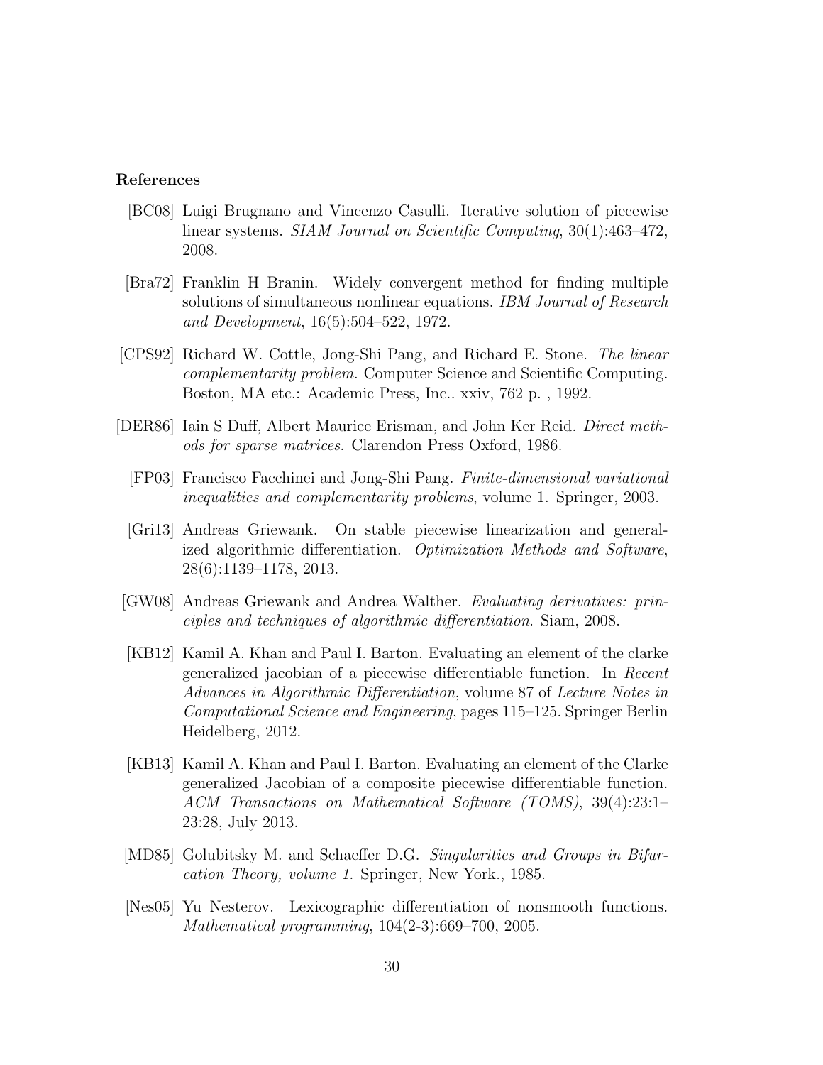### References

[BC08] Luigi Brugnano and Vincenzo Casulli. Iterative solution of piecewise linear systems. *SIAM Journal on Scientific Computing*, 30(1):463–472, 2008.

[Bra72] Franklin H Branin. Widely convergent method for finding multiple solutions of simultaneous nonlinear equations. *IBM Journal of Research and Development*, 16(5):504–522, 1972.

[CPS92] Richard W. Cottle, Jong-Shi Pang, and Richard E. Stone. *The linear complementarity problem.* Computer Science and Scientific Computing. Boston, MA etc.: Academic Press, Inc.. xxiv, 762 p. , 1992.

[DER86] Iain S Duff, Albert Maurice Erisman, and John Ker Reid. *Direct methods for sparse matrices*. Clarendon Press Oxford, 1986.

[FP03] Francisco Facchinei and Jong-Shi Pang. *Finite-dimensional variational inequalities and complementarity problems*, volume 1. Springer, 2003.

[Gri13] Andreas Griewank. On stable piecewise linearization and generalized algorithmic differentiation. *Optimization Methods and Software*, 28(6):1139–1178, 2013.

[GW08] Andreas Griewank and Andrea Walther. *Evaluating derivatives: principles and techniques of algorithmic differentiation*. Siam, 2008.

[KB12] Kamil A. Khan and Paul I. Barton. Evaluating an element of the clarke generalized jacobian of a piecewise differentiable function. In *Recent Advances in Algorithmic Differentiation*, volume 87 of *Lecture Notes in Computational Science and Engineering*, pages 115–125. Springer Berlin Heidelberg, 2012.

[KB13] Kamil A. Khan and Paul I. Barton. Evaluating an element of the Clarke generalized Jacobian of a composite piecewise differentiable function. *ACM Transactions on Mathematical Software (TOMS)*, 39(4):23:1–23:28, July 2013.

[MD85] Golubitsky M. and Schaeffer D.G. *Singularities and Groups in Bifurcation Theory, volume 1.* Springer, New York., 1985.

[Nes05] Yu Nesterov. Lexicographic differentiation of nonsmooth functions. *Mathematical programming*, 104(2-3):669–700, 2005.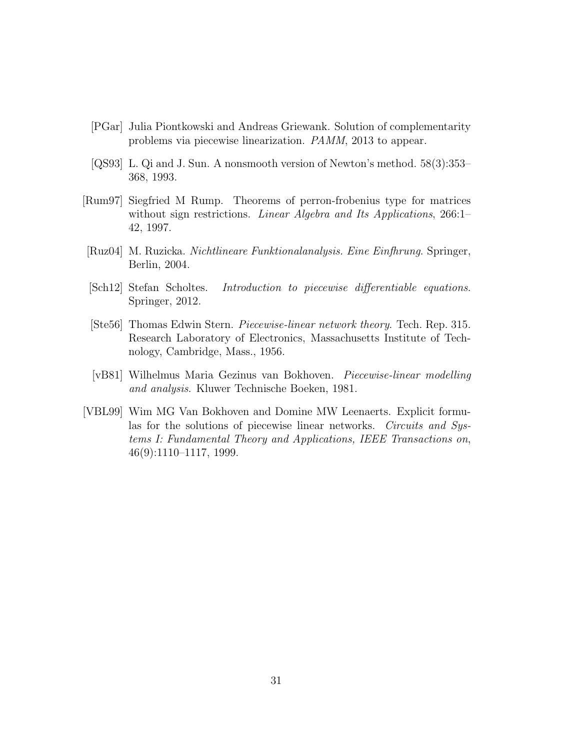[PGar] Julia Piontkowski and Andreas Griewank. Solution of complementarity problems via piecewise linearization. *PAMM*, 2013 to appear.

[QS93] L. Qi and J. Sun. A nonsmooth version of Newton's method. 58(3):353–368, 1993.

[Rum97] Siegfried M Rump. Theorems of perron-frobenius type for matrices without sign restrictions. *Linear Algebra and Its Applications*, 266:1–42, 1997.

[Ruz04] M. Ruzicka. *Nichtlineare Funktionalanalysis. Eine Einfhrung.* Springer, Berlin, 2004.

[Sch12] Stefan Scholtes. *Introduction to piecewise differentiable equations.* Springer, 2012.

[Ste56] Thomas Edwin Stern. *Piecewise-linear network theory.* Tech. Rep. 315. Research Laboratory of Electronics, Massachusetts Institute of Technology, Cambridge, Mass., 1956.

[vB81] Wilhelmus Maria Gezinus van Bokhoven. *Piecewise-linear modelling and analysis.* Kluwer Technische Boeken, 1981.

[VBL99] Wim MG Van Bokhoven and Domine MW Leenaerts. Explicit formulas for the solutions of piecewise linear networks. *Circuits and Systems I: Fundamental Theory and Applications, IEEE Transactions on*, 46(9):1110–1117, 1999.